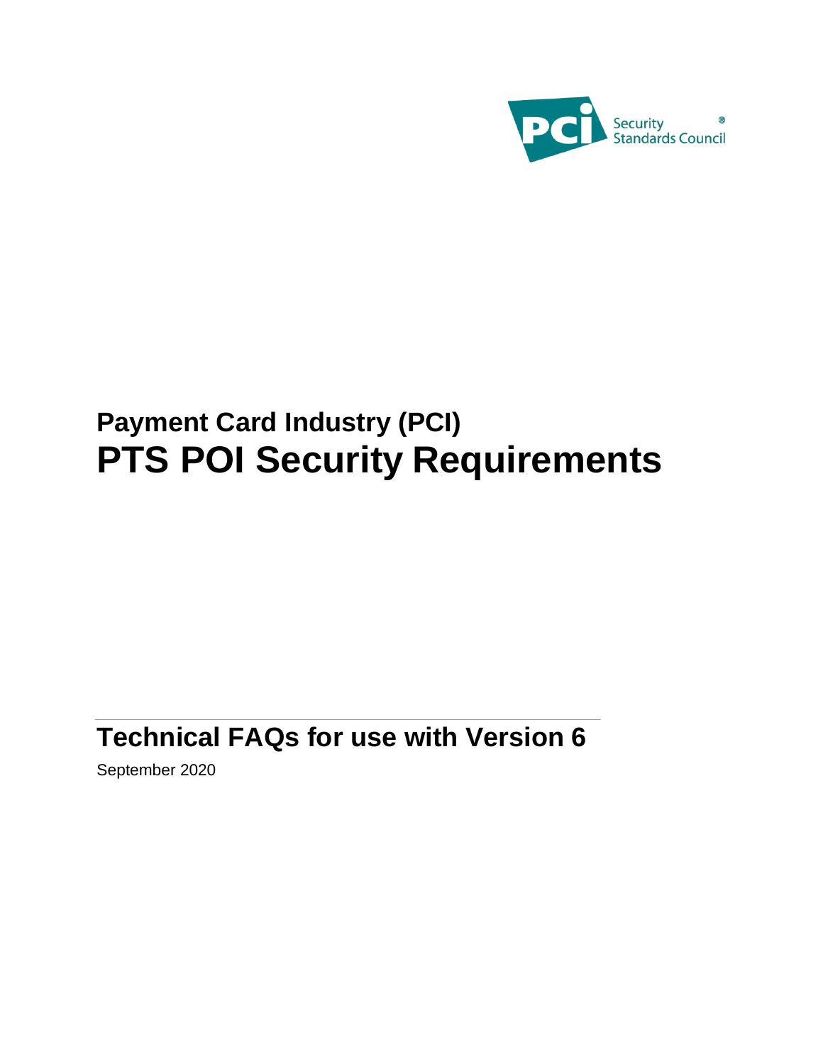# Payment Card Industry (PCI)

# PTS POI Security Requirements

## Technical FAQs for use with Version 6

September 2020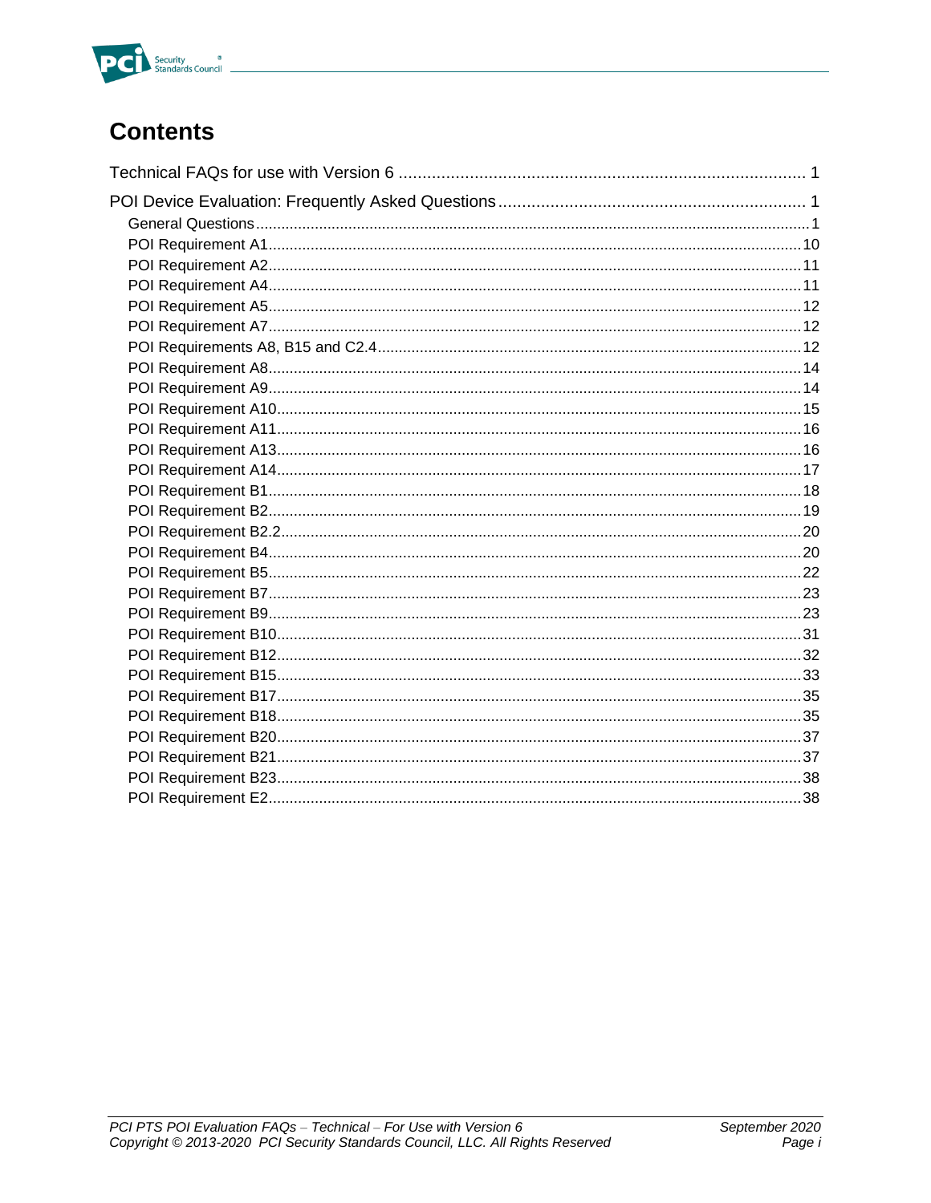# Contents

Technical FAQs for use with Version 6 ........................................ 1

POI Device Evaluation: Frequently Asked Questions ........................................ 1

- General Questions ........................................ 1
- POI Requirement A1 ........................................ 10
- POI Requirement A2 ........................................ 11
- POI Requirement A4 ........................................ 11
- POI Requirement A5 ........................................ 12
- POI Requirement A7 ........................................ 12
- POI Requirements A8, B15 and C2.4 ........................................ 12
- POI Requirement A8 ........................................ 14
- POI Requirement A9 ........................................ 14
- POI Requirement A10 ........................................ 15
- POI Requirement A11 ........................................ 16
- POI Requirement A13 ........................................ 16
- POI Requirement A14 ........................................ 17
- POI Requirement B1 ........................................ 18
- POI Requirement B2 ........................................ 19
- POI Requirement B2.2 ........................................ 20
- POI Requirement B4 ........................................ 20
- POI Requirement B5 ........................................ 22
- POI Requirement B7 ........................................ 23
- POI Requirement B9 ........................................ 23
- POI Requirement B10 ........................................ 31
- POI Requirement B12 ........................................ 32
- POI Requirement B15 ........................................ 33
- POI Requirement B17 ........................................ 35
- POI Requirement B18 ........................................ 35
- POI Requirement B20 ........................................ 37
- POI Requirement B21 ........................................ 37
- POI Requirement B23 ........................................ 38
- POI Requirement E2 ........................................ 38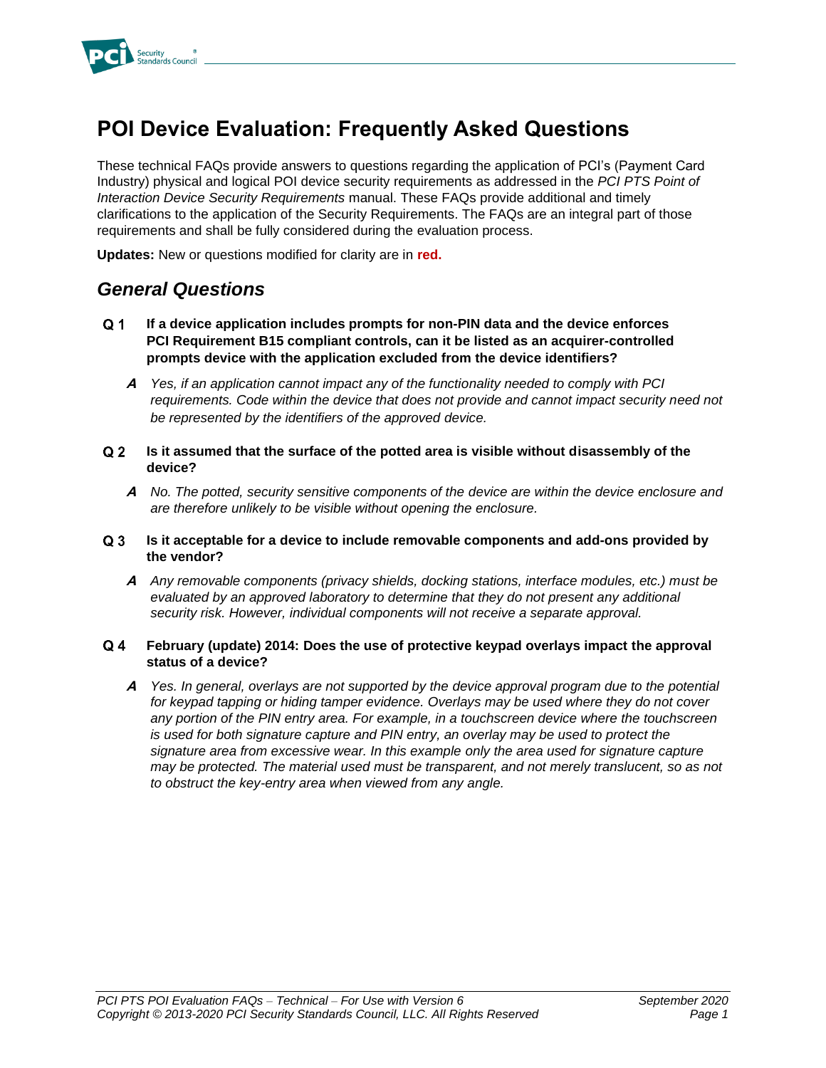# POI Device Evaluation: Frequently Asked Questions

These technical FAQs provide answers to questions regarding the application of PCI's (Payment Card Industry) physical and logical POI device security requirements as addressed in the *PCI PTS Point of Interaction Device Security Requirements* manual. These FAQs provide additional and timely clarifications to the application of the Security Requirements. The FAQs are an integral part of those requirements and shall be fully considered during the evaluation process.

**Updates:** New or questions modified for clarity are in **red.**

## *General Questions*

**Q 1 If a device application includes prompts for non-PIN data and the device enforces PCI Requirement B15 compliant controls, can it be listed as an acquirer-controlled prompts device with the application excluded from the device identifiers?**

> ***A*** *Yes, if an application cannot impact any of the functionality needed to comply with PCI requirements. Code within the device that does not provide and cannot impact security need not be represented by the identifiers of the approved device.*

**Q 2 Is it assumed that the surface of the potted area is visible without disassembly of the device?**

> ***A*** *No. The potted, security sensitive components of the device are within the device enclosure and are therefore unlikely to be visible without opening the enclosure.*

**Q 3 Is it acceptable for a device to include removable components and add-ons provided by the vendor?**

> ***A*** *Any removable components (privacy shields, docking stations, interface modules, etc.) must be evaluated by an approved laboratory to determine that they do not present any additional security risk. However, individual components will not receive a separate approval.*

**Q 4 February (update) 2014: Does the use of protective keypad overlays impact the approval status of a device?**

> ***A*** *Yes. In general, overlays are not supported by the device approval program due to the potential for keypad tapping or hiding tamper evidence. Overlays may be used where they do not cover any portion of the PIN entry area. For example, in a touchscreen device where the touchscreen is used for both signature capture and PIN entry, an overlay may be used to protect the signature area from excessive wear. In this example only the area used for signature capture may be protected. The material used must be transparent, and not merely translucent, so as not to obstruct the key-entry area when viewed from any angle.*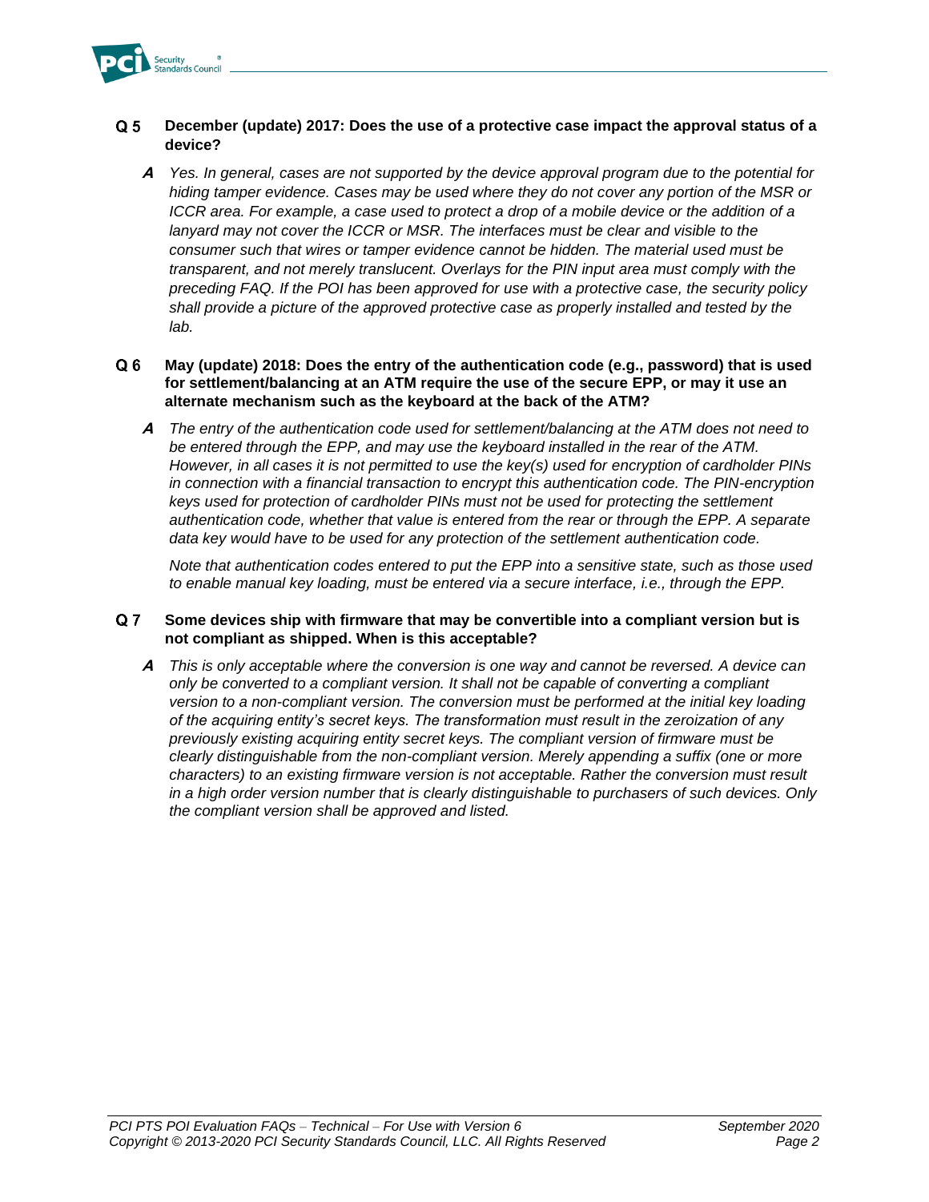**Q 5 December (update) 2017: Does the use of a protective case impact the approval status of a device?**

**A** *Yes. In general, cases are not supported by the device approval program due to the potential for hiding tamper evidence. Cases may be used where they do not cover any portion of the MSR or ICCR area. For example, a case used to protect a drop of a mobile device or the addition of a lanyard may not cover the ICCR or MSR. The interfaces must be clear and visible to the consumer such that wires or tamper evidence cannot be hidden. The material used must be transparent, and not merely translucent. Overlays for the PIN input area must comply with the preceding FAQ. If the POI has been approved for use with a protective case, the security policy shall provide a picture of the approved protective case as properly installed and tested by the lab.*

**Q 6 May (update) 2018: Does the entry of the authentication code (e.g., password) that is used for settlement/balancing at an ATM require the use of the secure EPP, or may it use an alternate mechanism such as the keyboard at the back of the ATM?**

**A** *The entry of the authentication code used for settlement/balancing at the ATM does not need to be entered through the EPP, and may use the keyboard installed in the rear of the ATM. However, in all cases it is not permitted to use the key(s) used for encryption of cardholder PINs in connection with a financial transaction to encrypt this authentication code. The PIN-encryption keys used for protection of cardholder PINs must not be used for protecting the settlement authentication code, whether that value is entered from the rear or through the EPP. A separate data key would have to be used for any protection of the settlement authentication code.*

*Note that authentication codes entered to put the EPP into a sensitive state, such as those used to enable manual key loading, must be entered via a secure interface, i.e., through the EPP.*

**Q 7 Some devices ship with firmware that may be convertible into a compliant version but is not compliant as shipped. When is this acceptable?**

**A** *This is only acceptable where the conversion is one way and cannot be reversed. A device can only be converted to a compliant version. It shall not be capable of converting a compliant version to a non-compliant version. The conversion must be performed at the initial key loading of the acquiring entity's secret keys. The transformation must result in the zeroization of any previously existing acquiring entity secret keys. The compliant version of firmware must be clearly distinguishable from the non-compliant version. Merely appending a suffix (one or more characters) to an existing firmware version is not acceptable. Rather the conversion must result in a high order version number that is clearly distinguishable to purchasers of such devices. Only the compliant version shall be approved and listed.*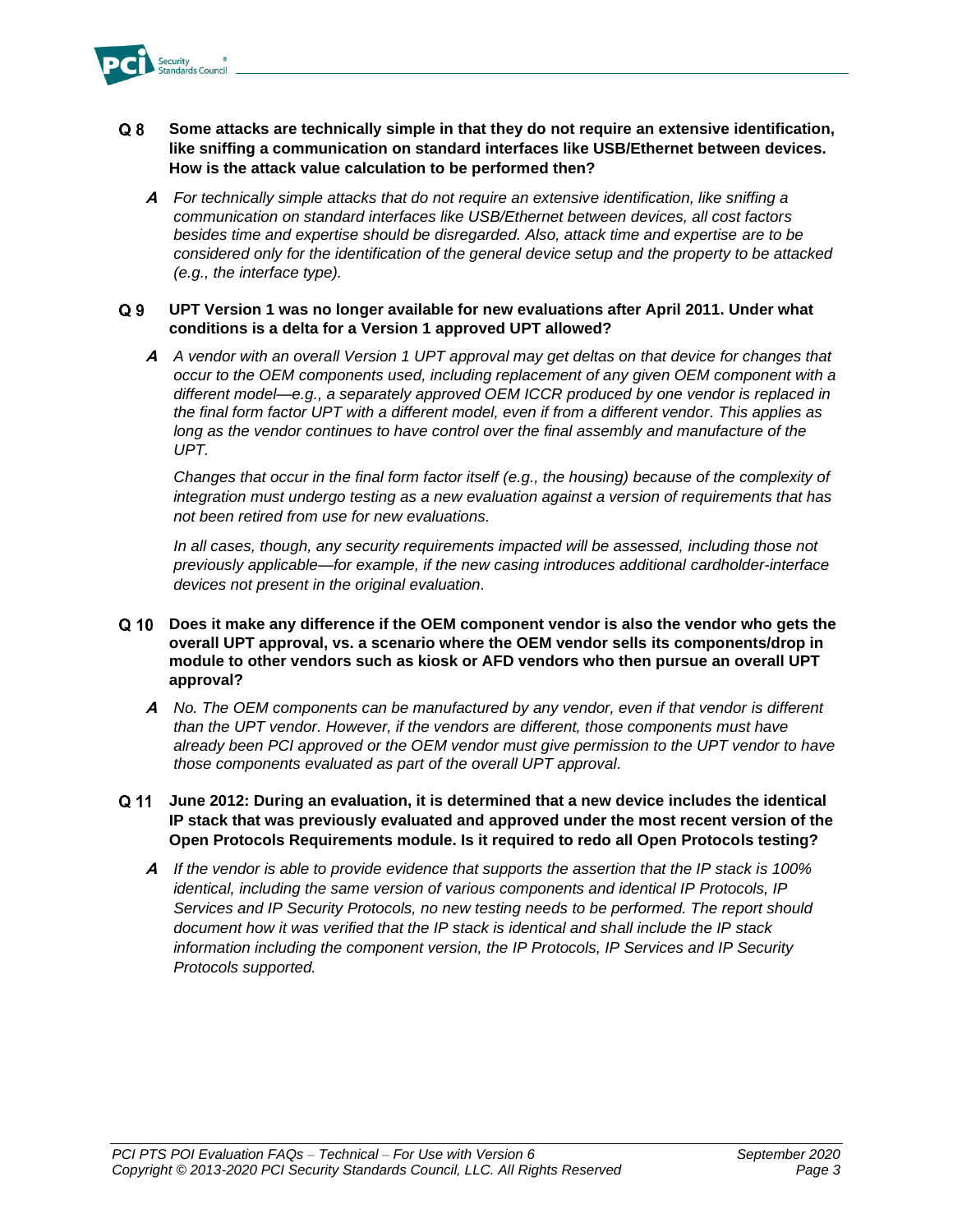**Q 8 Some attacks are technically simple in that they do not require an extensive identification, like sniffing a communication on standard interfaces like USB/Ethernet between devices. How is the attack value calculation to be performed then?**

***A*** *For technically simple attacks that do not require an extensive identification, like sniffing a communication on standard interfaces like USB/Ethernet between devices, all cost factors besides time and expertise should be disregarded. Also, attack time and expertise are to be considered only for the identification of the general device setup and the property to be attacked (e.g., the interface type).*

**Q 9 UPT Version 1 was no longer available for new evaluations after April 2011. Under what conditions is a delta for a Version 1 approved UPT allowed?**

***A*** *A vendor with an overall Version 1 UPT approval may get deltas on that device for changes that occur to the OEM components used, including replacement of any given OEM component with a different model—e.g., a separately approved OEM ICCR produced by one vendor is replaced in the final form factor UPT with a different model, even if from a different vendor. This applies as long as the vendor continues to have control over the final assembly and manufacture of the UPT.*

*Changes that occur in the final form factor itself (e.g., the housing) because of the complexity of integration must undergo testing as a new evaluation against a version of requirements that has not been retired from use for new evaluations.*

*In all cases, though, any security requirements impacted will be assessed, including those not previously applicable—for example, if the new casing introduces additional cardholder-interface devices not present in the original evaluation.*

**Q 10 Does it make any difference if the OEM component vendor is also the vendor who gets the overall UPT approval, vs. a scenario where the OEM vendor sells its components/drop in module to other vendors such as kiosk or AFD vendors who then pursue an overall UPT approval?**

***A*** *No. The OEM components can be manufactured by any vendor, even if that vendor is different than the UPT vendor. However, if the vendors are different, those components must have already been PCI approved or the OEM vendor must give permission to the UPT vendor to have those components evaluated as part of the overall UPT approval.*

**Q 11 June 2012: During an evaluation, it is determined that a new device includes the identical IP stack that was previously evaluated and approved under the most recent version of the Open Protocols Requirements module. Is it required to redo all Open Protocols testing?**

***A*** *If the vendor is able to provide evidence that supports the assertion that the IP stack is 100% identical, including the same version of various components and identical IP Protocols, IP Services and IP Security Protocols, no new testing needs to be performed. The report should document how it was verified that the IP stack is identical and shall include the IP stack information including the component version, the IP Protocols, IP Services and IP Security Protocols supported.*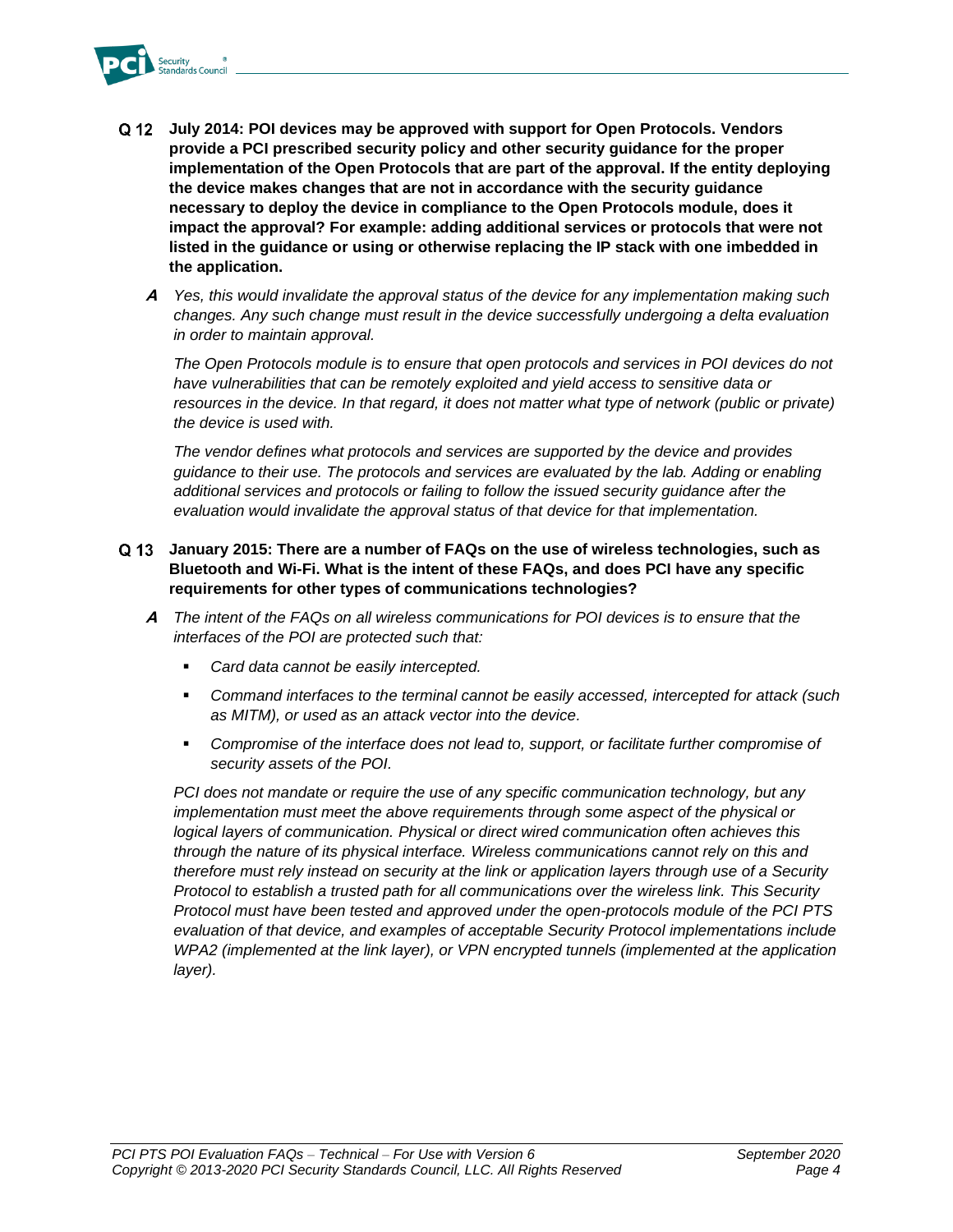**Q 12 July 2014: POI devices may be approved with support for Open Protocols. Vendors provide a PCI prescribed security policy and other security guidance for the proper implementation of the Open Protocols that are part of the approval. If the entity deploying the device makes changes that are not in accordance with the security guidance necessary to deploy the device in compliance to the Open Protocols module, does it impact the approval? For example: adding additional services or protocols that were not listed in the guidance or using or otherwise replacing the IP stack with one imbedded in the application.**

**A** *Yes, this would invalidate the approval status of the device for any implementation making such changes. Any such change must result in the device successfully undergoing a delta evaluation in order to maintain approval.*

*The Open Protocols module is to ensure that open protocols and services in POI devices do not have vulnerabilities that can be remotely exploited and yield access to sensitive data or resources in the device. In that regard, it does not matter what type of network (public or private) the device is used with.*

*The vendor defines what protocols and services are supported by the device and provides guidance to their use. The protocols and services are evaluated by the lab. Adding or enabling additional services and protocols or failing to follow the issued security guidance after the evaluation would invalidate the approval status of that device for that implementation.*

**Q 13 January 2015: There are a number of FAQs on the use of wireless technologies, such as Bluetooth and Wi-Fi. What is the intent of these FAQs, and does PCI have any specific requirements for other types of communications technologies?**

**A** *The intent of the FAQs on all wireless communications for POI devices is to ensure that the interfaces of the POI are protected such that:*

- *Card data cannot be easily intercepted.*
- *Command interfaces to the terminal cannot be easily accessed, intercepted for attack (such as MITM), or used as an attack vector into the device.*
- *Compromise of the interface does not lead to, support, or facilitate further compromise of security assets of the POI.*

*PCI does not mandate or require the use of any specific communication technology, but any implementation must meet the above requirements through some aspect of the physical or logical layers of communication. Physical or direct wired communication often achieves this through the nature of its physical interface. Wireless communications cannot rely on this and therefore must rely instead on security at the link or application layers through use of a Security Protocol to establish a trusted path for all communications over the wireless link. This Security Protocol must have been tested and approved under the open-protocols module of the PCI PTS evaluation of that device, and examples of acceptable Security Protocol implementations include WPA2 (implemented at the link layer), or VPN encrypted tunnels (implemented at the application layer).*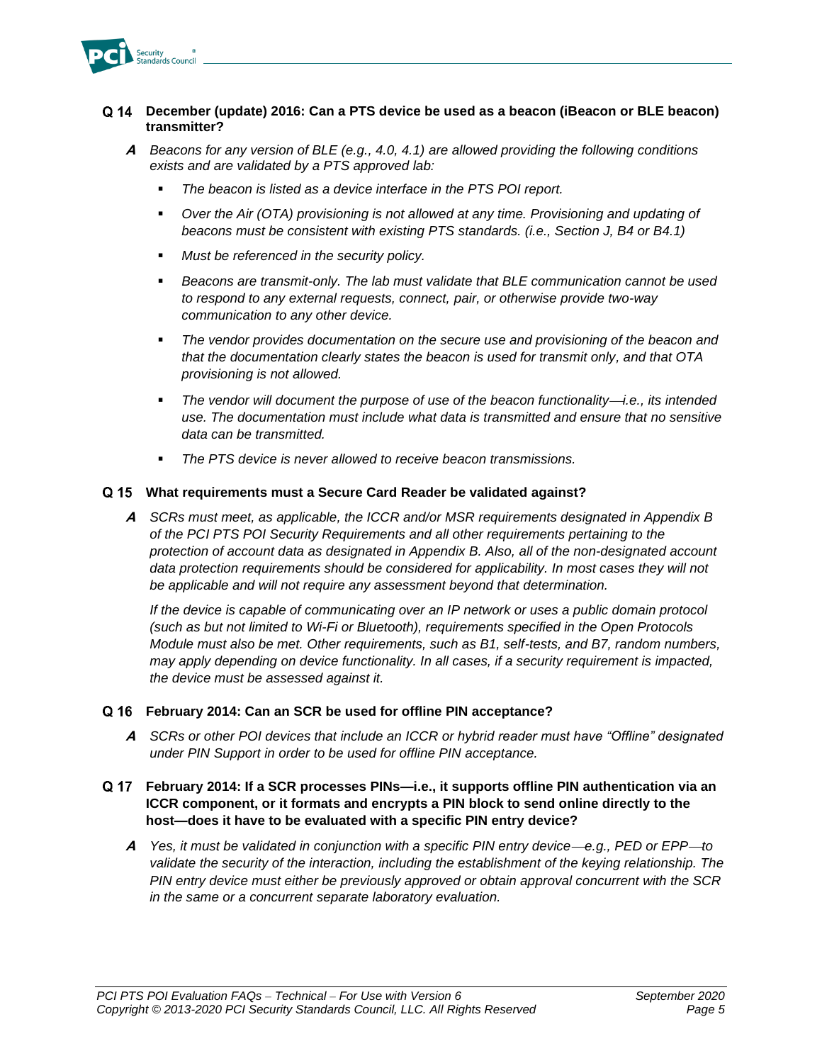**Q 14 December (update) 2016: Can a PTS device be used as a beacon (iBeacon or BLE beacon) transmitter?**

***A*** *Beacons for any version of BLE (e.g., 4.0, 4.1) are allowed providing the following conditions exists and are validated by a PTS approved lab:*

- *The beacon is listed as a device interface in the PTS POI report.*
- *Over the Air (OTA) provisioning is not allowed at any time. Provisioning and updating of beacons must be consistent with existing PTS standards. (i.e., Section J, B4 or B4.1)*
- *Must be referenced in the security policy.*
- *Beacons are transmit-only. The lab must validate that BLE communication cannot be used to respond to any external requests, connect, pair, or otherwise provide two-way communication to any other device.*
- *The vendor provides documentation on the secure use and provisioning of the beacon and that the documentation clearly states the beacon is used for transmit only, and that OTA provisioning is not allowed.*
- *The vendor will document the purpose of use of the beacon functionality—i.e., its intended use. The documentation must include what data is transmitted and ensure that no sensitive data can be transmitted.*
- *The PTS device is never allowed to receive beacon transmissions.*

**Q 15 What requirements must a Secure Card Reader be validated against?**

***A*** *SCRs must meet, as applicable, the ICCR and/or MSR requirements designated in Appendix B of the PCI PTS POI Security Requirements and all other requirements pertaining to the protection of account data as designated in Appendix B. Also, all of the non-designated account data protection requirements should be considered for applicability. In most cases they will not be applicable and will not require any assessment beyond that determination.*

*If the device is capable of communicating over an IP network or uses a public domain protocol (such as but not limited to Wi-Fi or Bluetooth), requirements specified in the Open Protocols Module must also be met. Other requirements, such as B1, self-tests, and B7, random numbers, may apply depending on device functionality. In all cases, if a security requirement is impacted, the device must be assessed against it.*

**Q 16 February 2014: Can an SCR be used for offline PIN acceptance?**

***A*** *SCRs or other POI devices that include an ICCR or hybrid reader must have "Offline" designated under PIN Support in order to be used for offline PIN acceptance.*

**Q 17 February 2014: If a SCR processes PINs—i.e., it supports offline PIN authentication via an ICCR component, or it formats and encrypts a PIN block to send online directly to the host—does it have to be evaluated with a specific PIN entry device?**

***A*** *Yes, it must be validated in conjunction with a specific PIN entry device—e.g., PED or EPP—to validate the security of the interaction, including the establishment of the keying relationship. The PIN entry device must either be previously approved or obtain approval concurrent with the SCR in the same or a concurrent separate laboratory evaluation.*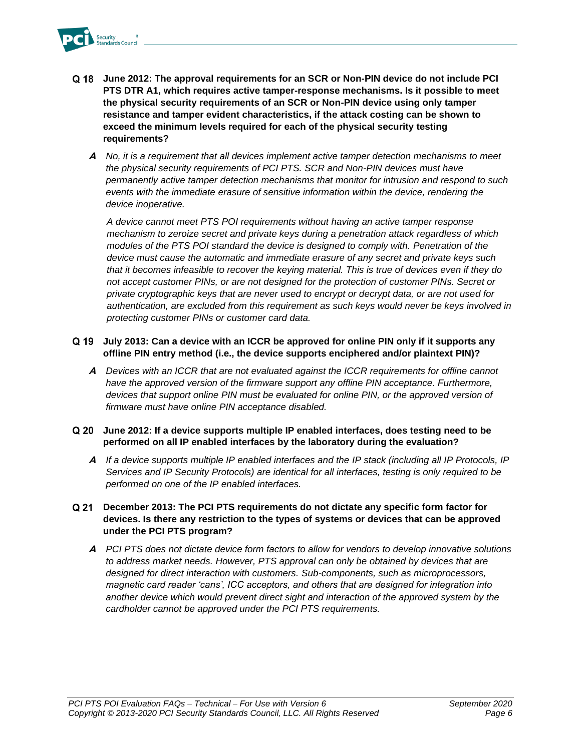**Q 18 June 2012: The approval requirements for an SCR or Non-PIN device do not include PCI PTS DTR A1, which requires active tamper-response mechanisms. Is it possible to meet the physical security requirements of an SCR or Non-PIN device using only tamper resistance and tamper evident characteristics, if the attack costing can be shown to exceed the minimum levels required for each of the physical security testing requirements?**

**A** *No, it is a requirement that all devices implement active tamper detection mechanisms to meet the physical security requirements of PCI PTS. SCR and Non-PIN devices must have permanently active tamper detection mechanisms that monitor for intrusion and respond to such events with the immediate erasure of sensitive information within the device, rendering the device inoperative.*

*A device cannot meet PTS POI requirements without having an active tamper response mechanism to zeroize secret and private keys during a penetration attack regardless of which modules of the PTS POI standard the device is designed to comply with. Penetration of the device must cause the automatic and immediate erasure of any secret and private keys such that it becomes infeasible to recover the keying material. This is true of devices even if they do not accept customer PINs, or are not designed for the protection of customer PINs. Secret or private cryptographic keys that are never used to encrypt or decrypt data, or are not used for authentication, are excluded from this requirement as such keys would never be keys involved in protecting customer PINs or customer card data.*

**Q 19 July 2013: Can a device with an ICCR be approved for online PIN only if it supports any offline PIN entry method (i.e., the device supports enciphered and/or plaintext PIN)?**

**A** *Devices with an ICCR that are not evaluated against the ICCR requirements for offline cannot have the approved version of the firmware support any offline PIN acceptance. Furthermore, devices that support online PIN must be evaluated for online PIN, or the approved version of firmware must have online PIN acceptance disabled.*

**Q 20 June 2012: If a device supports multiple IP enabled interfaces, does testing need to be performed on all IP enabled interfaces by the laboratory during the evaluation?**

**A** *If a device supports multiple IP enabled interfaces and the IP stack (including all IP Protocols, IP Services and IP Security Protocols) are identical for all interfaces, testing is only required to be performed on one of the IP enabled interfaces.*

**Q 21 December 2013: The PCI PTS requirements do not dictate any specific form factor for devices. Is there any restriction to the types of systems or devices that can be approved under the PCI PTS program?**

**A** *PCI PTS does not dictate device form factors to allow for vendors to develop innovative solutions to address market needs. However, PTS approval can only be obtained by devices that are designed for direct interaction with customers. Sub-components, such as microprocessors, magnetic card reader 'cans', ICC acceptors, and others that are designed for integration into another device which would prevent direct sight and interaction of the approved system by the cardholder cannot be approved under the PCI PTS requirements.*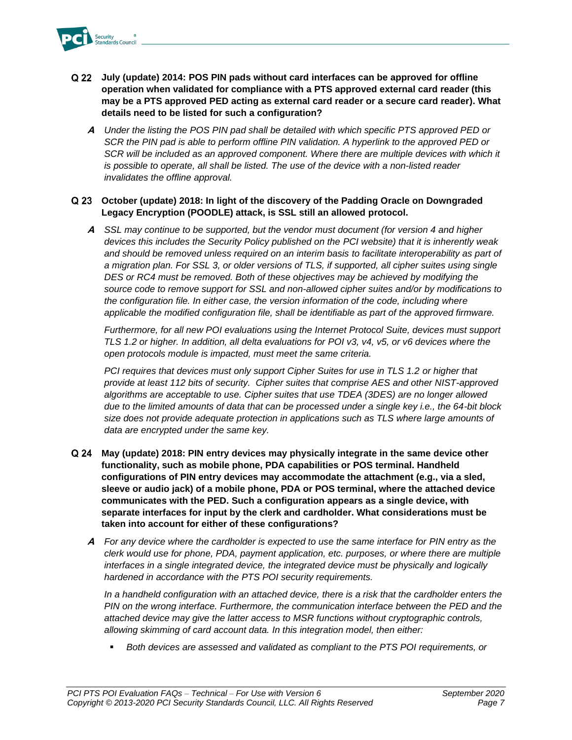**Q 22 July (update) 2014: POS PIN pads without card interfaces can be approved for offline operation when validated for compliance with a PTS approved external card reader (this may be a PTS approved PED acting as external card reader or a secure card reader). What details need to be listed for such a configuration?**

***A*** *Under the listing the POS PIN pad shall be detailed with which specific PTS approved PED or SCR the PIN pad is able to perform offline PIN validation. A hyperlink to the approved PED or SCR will be included as an approved component. Where there are multiple devices with which it is possible to operate, all shall be listed. The use of the device with a non-listed reader invalidates the offline approval.*

**Q 23 October (update) 2018: In light of the discovery of the Padding Oracle on Downgraded Legacy Encryption (POODLE) attack, is SSL still an allowed protocol.**

***A*** *SSL may continue to be supported, but the vendor must document (for version 4 and higher devices this includes the Security Policy published on the PCI website) that it is inherently weak and should be removed unless required on an interim basis to facilitate interoperability as part of a migration plan. For SSL 3, or older versions of TLS, if supported, all cipher suites using single DES or RC4 must be removed. Both of these objectives may be achieved by modifying the source code to remove support for SSL and non-allowed cipher suites and/or by modifications to the configuration file. In either case, the version information of the code, including where applicable the modified configuration file, shall be identifiable as part of the approved firmware.*

*Furthermore, for all new POI evaluations using the Internet Protocol Suite, devices must support TLS 1.2 or higher. In addition, all delta evaluations for POI v3, v4, v5, or v6 devices where the open protocols module is impacted, must meet the same criteria.*

*PCI requires that devices must only support Cipher Suites for use in TLS 1.2 or higher that provide at least 112 bits of security. Cipher suites that comprise AES and other NIST-approved algorithms are acceptable to use. Cipher suites that use TDEA (3DES) are no longer allowed due to the limited amounts of data that can be processed under a single key i.e., the 64-bit block size does not provide adequate protection in applications such as TLS where large amounts of data are encrypted under the same key.*

**Q 24 May (update) 2018: PIN entry devices may physically integrate in the same device other functionality, such as mobile phone, PDA capabilities or POS terminal. Handheld configurations of PIN entry devices may accommodate the attachment (e.g., via a sled, sleeve or audio jack) of a mobile phone, PDA or POS terminal, where the attached device communicates with the PED. Such a configuration appears as a single device, with separate interfaces for input by the clerk and cardholder. What considerations must be taken into account for either of these configurations?**

***A*** *For any device where the cardholder is expected to use the same interface for PIN entry as the clerk would use for phone, PDA, payment application, etc. purposes, or where there are multiple interfaces in a single integrated device, the integrated device must be physically and logically hardened in accordance with the PTS POI security requirements.*

*In a handheld configuration with an attached device, there is a risk that the cardholder enters the PIN on the wrong interface. Furthermore, the communication interface between the PED and the attached device may give the latter access to MSR functions without cryptographic controls, allowing skimming of card account data. In this integration model, then either:*

- *Both devices are assessed and validated as compliant to the PTS POI requirements, or*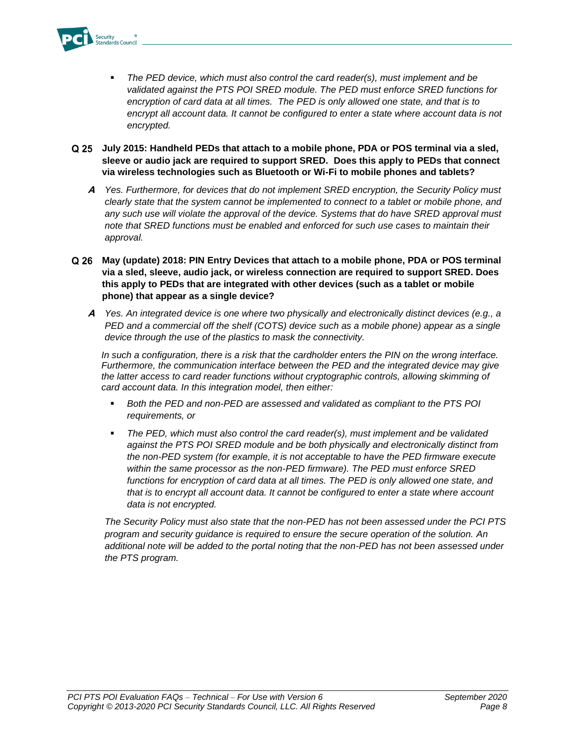- *The PED device, which must also control the card reader(s), must implement and be validated against the PTS POI SRED module. The PED must enforce SRED functions for encryption of card data at all times. The PED is only allowed one state, and that is to encrypt all account data. It cannot be configured to enter a state where account data is not encrypted.*

**Q 25 July 2015: Handheld PEDs that attach to a mobile phone, PDA or POS terminal via a sled, sleeve or audio jack are required to support SRED. Does this apply to PEDs that connect via wireless technologies such as Bluetooth or Wi-Fi to mobile phones and tablets?**

***A*** *Yes. Furthermore, for devices that do not implement SRED encryption, the Security Policy must clearly state that the system cannot be implemented to connect to a tablet or mobile phone, and any such use will violate the approval of the device. Systems that do have SRED approval must note that SRED functions must be enabled and enforced for such use cases to maintain their approval.*

**Q 26 May (update) 2018: PIN Entry Devices that attach to a mobile phone, PDA or POS terminal via a sled, sleeve, audio jack, or wireless connection are required to support SRED. Does this apply to PEDs that are integrated with other devices (such as a tablet or mobile phone) that appear as a single device?**

***A*** *Yes. An integrated device is one where two physically and electronically distinct devices (e.g., a PED and a commercial off the shelf (COTS) device such as a mobile phone) appear as a single device through the use of the plastics to mask the connectivity.*

*In such a configuration, there is a risk that the cardholder enters the PIN on the wrong interface. Furthermore, the communication interface between the PED and the integrated device may give the latter access to card reader functions without cryptographic controls, allowing skimming of card account data. In this integration model, then either:*

- *Both the PED and non-PED are assessed and validated as compliant to the PTS POI requirements, or*
- *The PED, which must also control the card reader(s), must implement and be validated against the PTS POI SRED module and be both physically and electronically distinct from the non-PED system (for example, it is not acceptable to have the PED firmware execute within the same processor as the non-PED firmware). The PED must enforce SRED functions for encryption of card data at all times. The PED is only allowed one state, and that is to encrypt all account data. It cannot be configured to enter a state where account data is not encrypted.*

*The Security Policy must also state that the non-PED has not been assessed under the PCI PTS program and security guidance is required to ensure the secure operation of the solution. An additional note will be added to the portal noting that the non-PED has not been assessed under the PTS program.*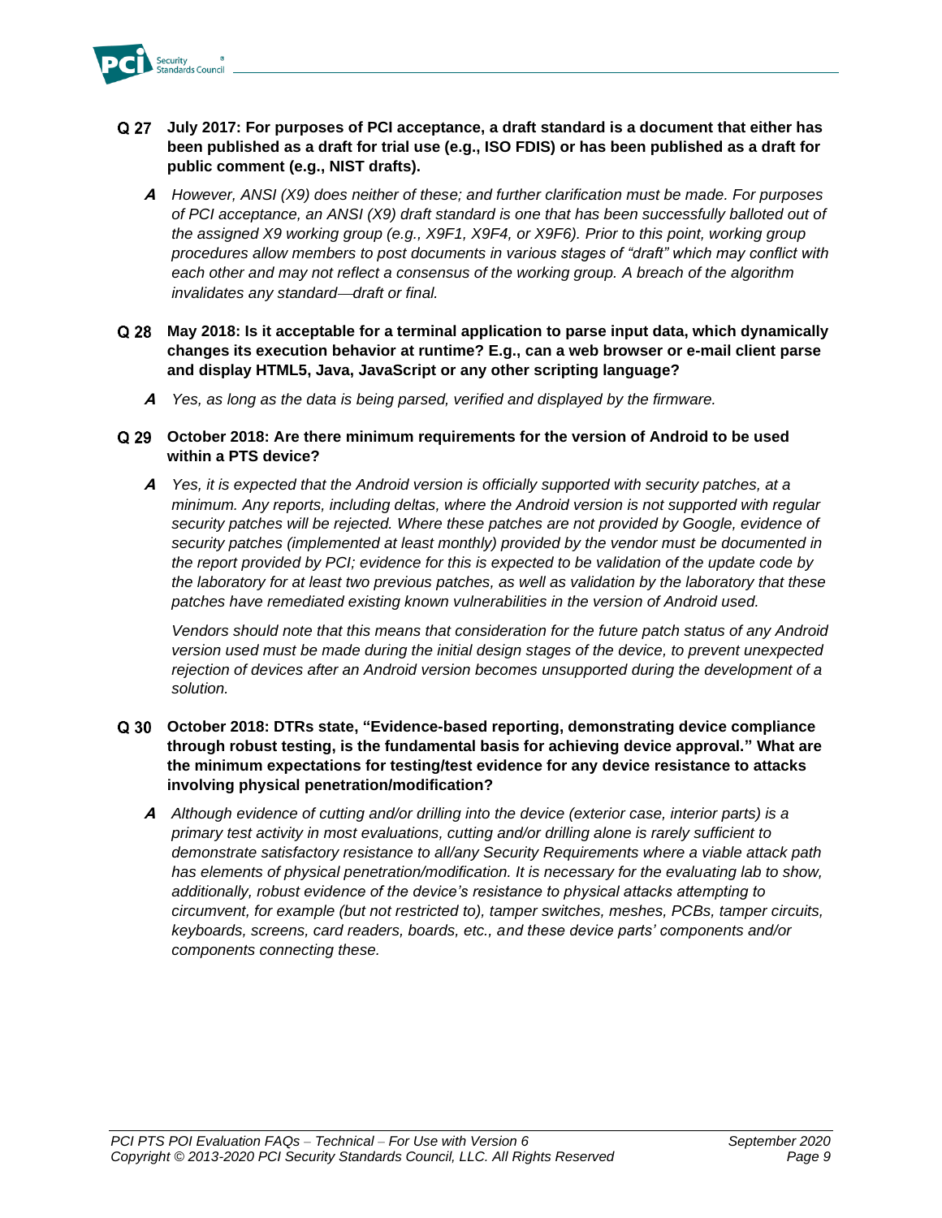**Q 27 July 2017: For purposes of PCI acceptance, a draft standard is a document that either has been published as a draft for trial use (e.g., ISO FDIS) or has been published as a draft for public comment (e.g., NIST drafts).**

***A*** *However, ANSI (X9) does neither of these; and further clarification must be made. For purposes of PCI acceptance, an ANSI (X9) draft standard is one that has been successfully balloted out of the assigned X9 working group (e.g., X9F1, X9F4, or X9F6). Prior to this point, working group procedures allow members to post documents in various stages of "draft" which may conflict with each other and may not reflect a consensus of the working group. A breach of the algorithm invalidates any standard—draft or final.*

**Q 28 May 2018: Is it acceptable for a terminal application to parse input data, which dynamically changes its execution behavior at runtime? E.g., can a web browser or e-mail client parse and display HTML5, Java, JavaScript or any other scripting language?**

***A*** *Yes, as long as the data is being parsed, verified and displayed by the firmware.*

**Q 29 October 2018: Are there minimum requirements for the version of Android to be used within a PTS device?**

***A*** *Yes, it is expected that the Android version is officially supported with security patches, at a minimum. Any reports, including deltas, where the Android version is not supported with regular security patches will be rejected. Where these patches are not provided by Google, evidence of security patches (implemented at least monthly) provided by the vendor must be documented in the report provided by PCI; evidence for this is expected to be validation of the update code by the laboratory for at least two previous patches, as well as validation by the laboratory that these patches have remediated existing known vulnerabilities in the version of Android used.*

*Vendors should note that this means that consideration for the future patch status of any Android version used must be made during the initial design stages of the device, to prevent unexpected rejection of devices after an Android version becomes unsupported during the development of a solution.*

**Q 30 October 2018: DTRs state, "Evidence-based reporting, demonstrating device compliance through robust testing, is the fundamental basis for achieving device approval." What are the minimum expectations for testing/test evidence for any device resistance to attacks involving physical penetration/modification?**

***A*** *Although evidence of cutting and/or drilling into the device (exterior case, interior parts) is a primary test activity in most evaluations, cutting and/or drilling alone is rarely sufficient to demonstrate satisfactory resistance to all/any Security Requirements where a viable attack path has elements of physical penetration/modification. It is necessary for the evaluating lab to show, additionally, robust evidence of the device's resistance to physical attacks attempting to circumvent, for example (but not restricted to), tamper switches, meshes, PCBs, tamper circuits, keyboards, screens, card readers, boards, etc., and these device parts' components and/or components connecting these.*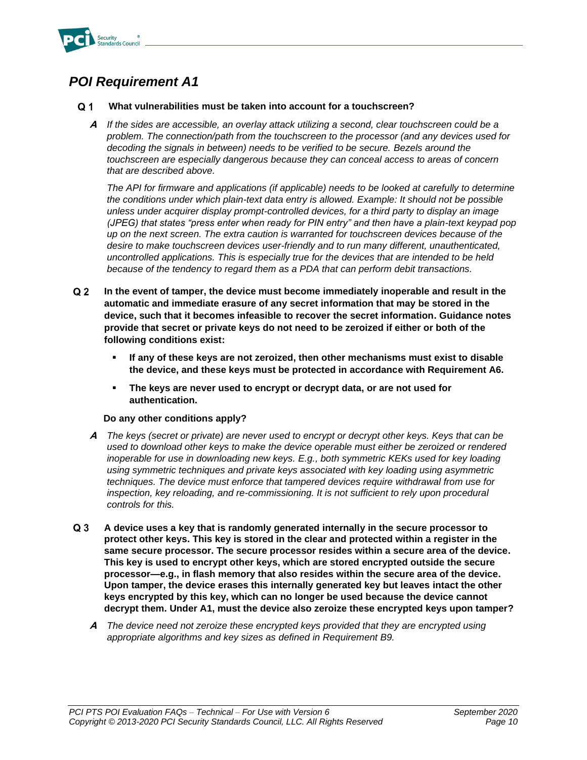## *POI Requirement A1*

**Q 1 What vulnerabilities must be taken into account for a touchscreen?**

***A*** *If the sides are accessible, an overlay attack utilizing a second, clear touchscreen could be a problem. The connection/path from the touchscreen to the processor (and any devices used for decoding the signals in between) needs to be verified to be secure. Bezels around the touchscreen are especially dangerous because they can conceal access to areas of concern that are described above.*

*The API for firmware and applications (if applicable) needs to be looked at carefully to determine the conditions under which plain-text data entry is allowed. Example: It should not be possible unless under acquirer display prompt-controlled devices, for a third party to display an image (JPEG) that states "press enter when ready for PIN entry" and then have a plain-text keypad pop up on the next screen. The extra caution is warranted for touchscreen devices because of the desire to make touchscreen devices user-friendly and to run many different, unauthenticated, uncontrolled applications. This is especially true for the devices that are intended to be held because of the tendency to regard them as a PDA that can perform debit transactions.*

**Q 2 In the event of tamper, the device must become immediately inoperable and result in the automatic and immediate erasure of any secret information that may be stored in the device, such that it becomes infeasible to recover the secret information. Guidance notes provide that secret or private keys do not need to be zeroized if either or both of the following conditions exist:**

- **If any of these keys are not zeroized, then other mechanisms must exist to disable the device, and these keys must be protected in accordance with Requirement A6.**
- **The keys are never used to encrypt or decrypt data, or are not used for authentication.**

**Do any other conditions apply?**

***A*** *The keys (secret or private) are never used to encrypt or decrypt other keys. Keys that can be used to download other keys to make the device operable must either be zeroized or rendered inoperable for use in downloading new keys. E.g., both symmetric KEKs used for key loading using symmetric techniques and private keys associated with key loading using asymmetric techniques. The device must enforce that tampered devices require withdrawal from use for inspection, key reloading, and re-commissioning. It is not sufficient to rely upon procedural controls for this.*

**Q 3 A device uses a key that is randomly generated internally in the secure processor to protect other keys. This key is stored in the clear and protected within a register in the same secure processor. The secure processor resides within a secure area of the device. This key is used to encrypt other keys, which are stored encrypted outside the secure processor—e.g., in flash memory that also resides within the secure area of the device. Upon tamper, the device erases this internally generated key but leaves intact the other keys encrypted by this key, which can no longer be used because the device cannot decrypt them. Under A1, must the device also zeroize these encrypted keys upon tamper?**

***A*** *The device need not zeroize these encrypted keys provided that they are encrypted using appropriate algorithms and key sizes as defined in Requirement B9.*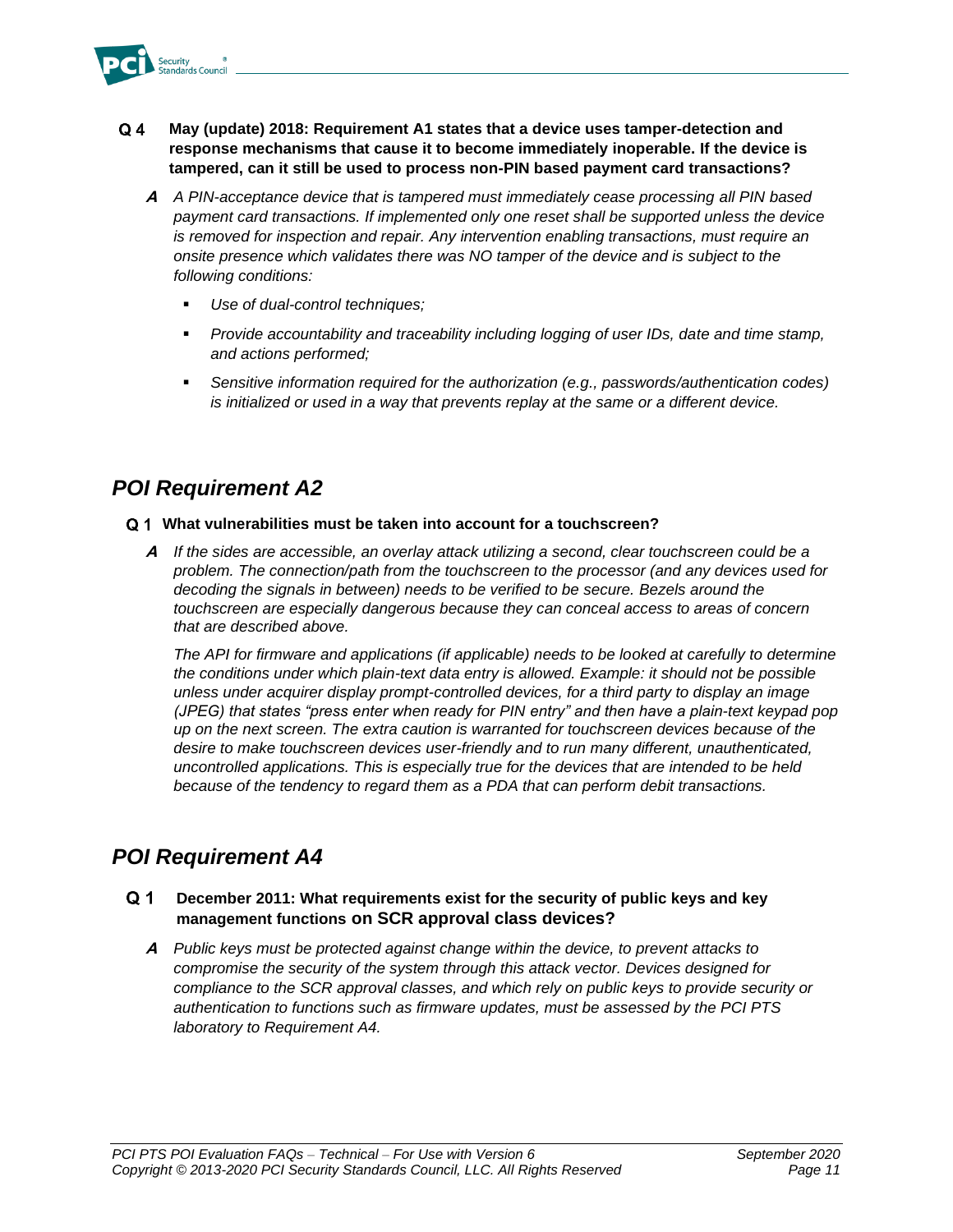**Q 4 May (update) 2018: Requirement A1 states that a device uses tamper-detection and response mechanisms that cause it to become immediately inoperable. If the device is tampered, can it still be used to process non-PIN based payment card transactions?**

***A*** *A PIN-acceptance device that is tampered must immediately cease processing all PIN based payment card transactions. If implemented only one reset shall be supported unless the device is removed for inspection and repair. Any intervention enabling transactions, must require an onsite presence which validates there was NO tamper of the device and is subject to the following conditions:*

- *Use of dual-control techniques;*
- *Provide accountability and traceability including logging of user IDs, date and time stamp, and actions performed;*
- *Sensitive information required for the authorization (e.g., passwords/authentication codes) is initialized or used in a way that prevents replay at the same or a different device.*

## POI Requirement A2

**Q 1 What vulnerabilities must be taken into account for a touchscreen?**

***A*** *If the sides are accessible, an overlay attack utilizing a second, clear touchscreen could be a problem. The connection/path from the touchscreen to the processor (and any devices used for decoding the signals in between) needs to be verified to be secure. Bezels around the touchscreen are especially dangerous because they can conceal access to areas of concern that are described above.*

*The API for firmware and applications (if applicable) needs to be looked at carefully to determine the conditions under which plain-text data entry is allowed. Example: it should not be possible unless under acquirer display prompt-controlled devices, for a third party to display an image (JPEG) that states "press enter when ready for PIN entry" and then have a plain-text keypad pop up on the next screen. The extra caution is warranted for touchscreen devices because of the desire to make touchscreen devices user-friendly and to run many different, unauthenticated, uncontrolled applications. This is especially true for the devices that are intended to be held because of the tendency to regard them as a PDA that can perform debit transactions.*

## POI Requirement A4

**Q 1 December 2011: What requirements exist for the security of public keys and key management functions on SCR approval class devices?**

***A*** *Public keys must be protected against change within the device, to prevent attacks to compromise the security of the system through this attack vector. Devices designed for compliance to the SCR approval classes, and which rely on public keys to provide security or authentication to functions such as firmware updates, must be assessed by the PCI PTS laboratory to Requirement A4.*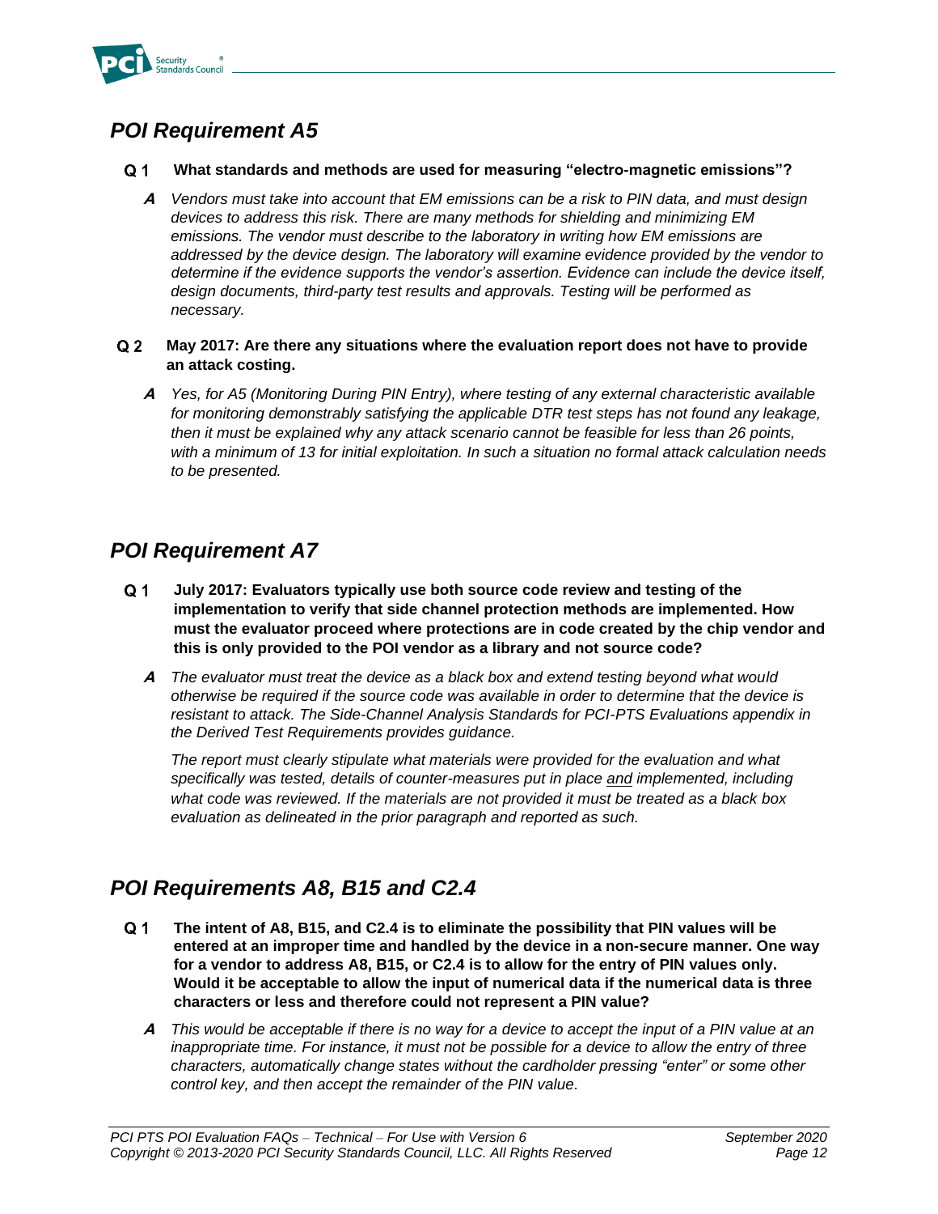## *POI Requirement A5*

**Q 1 What standards and methods are used for measuring “electro-magnetic emissions”?**

***A*** *Vendors must take into account that EM emissions can be a risk to PIN data, and must design devices to address this risk. There are many methods for shielding and minimizing EM emissions. The vendor must describe to the laboratory in writing how EM emissions are addressed by the device design. The laboratory will examine evidence provided by the vendor to determine if the evidence supports the vendor’s assertion. Evidence can include the device itself, design documents, third-party test results and approvals. Testing will be performed as necessary.*

**Q 2 May 2017: Are there any situations where the evaluation report does not have to provide an attack costing.**

***A*** *Yes, for A5 (Monitoring During PIN Entry), where testing of any external characteristic available for monitoring demonstrably satisfying the applicable DTR test steps has not found any leakage, then it must be explained why any attack scenario cannot be feasible for less than 26 points, with a minimum of 13 for initial exploitation. In such a situation no formal attack calculation needs to be presented.*

## *POI Requirement A7*

**Q 1 July 2017: Evaluators typically use both source code review and testing of the implementation to verify that side channel protection methods are implemented. How must the evaluator proceed where protections are in code created by the chip vendor and this is only provided to the POI vendor as a library and not source code?**

***A*** *The evaluator must treat the device as a black box and extend testing beyond what would otherwise be required if the source code was available in order to determine that the device is resistant to attack. The Side-Channel Analysis Standards for PCI-PTS Evaluations appendix in the Derived Test Requirements provides guidance.*

*The report must clearly stipulate what materials were provided for the evaluation and what specifically was tested, details of counter-measures put in place <u>and</u> implemented, including what code was reviewed. If the materials are not provided it must be treated as a black box evaluation as delineated in the prior paragraph and reported as such.*

## *POI Requirements A8, B15 and C2.4*

**Q 1 The intent of A8, B15, and C2.4 is to eliminate the possibility that PIN values will be entered at an improper time and handled by the device in a non-secure manner. One way for a vendor to address A8, B15, or C2.4 is to allow for the entry of PIN values only. Would it be acceptable to allow the input of numerical data if the numerical data is three characters or less and therefore could not represent a PIN value?**

***A*** *This would be acceptable if there is no way for a device to accept the input of a PIN value at an inappropriate time. For instance, it must not be possible for a device to allow the entry of three characters, automatically change states without the cardholder pressing “enter” or some other control key, and then accept the remainder of the PIN value.*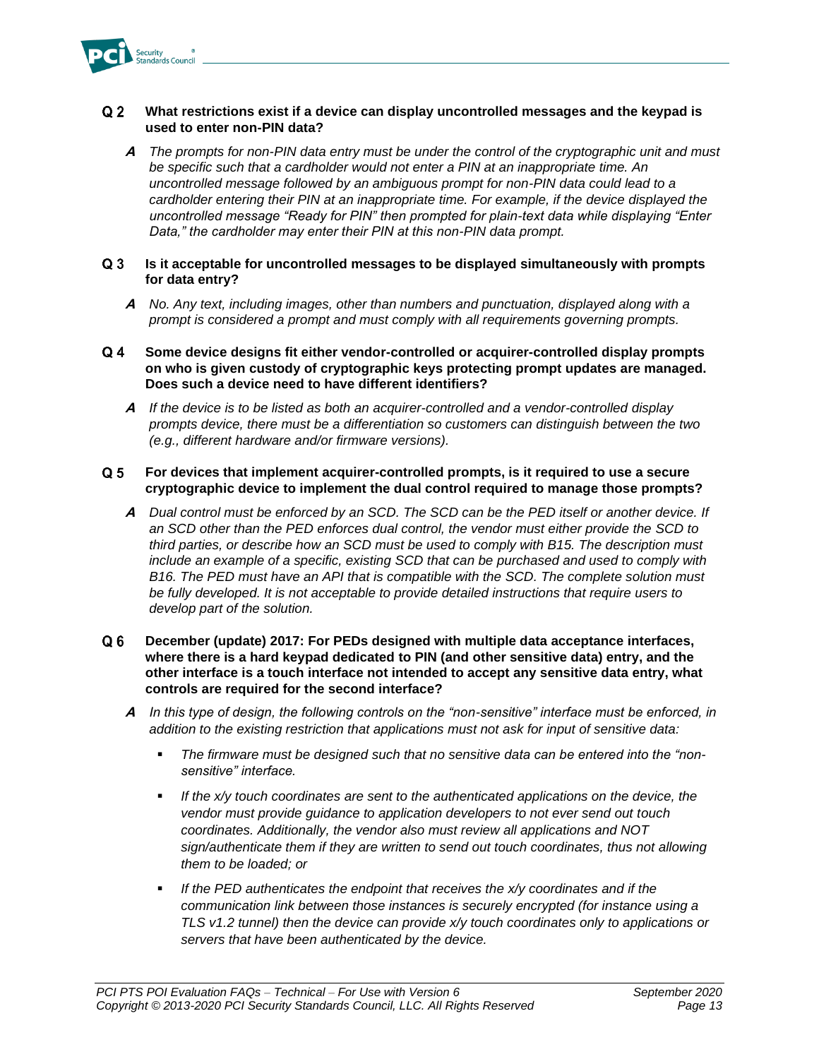**Q 2 What restrictions exist if a device can display uncontrolled messages and the keypad is used to enter non-PIN data?**

***A*** *The prompts for non-PIN data entry must be under the control of the cryptographic unit and must be specific such that a cardholder would not enter a PIN at an inappropriate time. An uncontrolled message followed by an ambiguous prompt for non-PIN data could lead to a cardholder entering their PIN at an inappropriate time. For example, if the device displayed the uncontrolled message "Ready for PIN" then prompted for plain-text data while displaying "Enter Data," the cardholder may enter their PIN at this non-PIN data prompt.*

**Q 3 Is it acceptable for uncontrolled messages to be displayed simultaneously with prompts for data entry?**

***A*** *No. Any text, including images, other than numbers and punctuation, displayed along with a prompt is considered a prompt and must comply with all requirements governing prompts.*

**Q 4 Some device designs fit either vendor-controlled or acquirer-controlled display prompts on who is given custody of cryptographic keys protecting prompt updates are managed. Does such a device need to have different identifiers?**

***A*** *If the device is to be listed as both an acquirer-controlled and a vendor-controlled display prompts device, there must be a differentiation so customers can distinguish between the two (e.g., different hardware and/or firmware versions).*

**Q 5 For devices that implement acquirer-controlled prompts, is it required to use a secure cryptographic device to implement the dual control required to manage those prompts?**

***A*** *Dual control must be enforced by an SCD. The SCD can be the PED itself or another device. If an SCD other than the PED enforces dual control, the vendor must either provide the SCD to third parties, or describe how an SCD must be used to comply with B15. The description must include an example of a specific, existing SCD that can be purchased and used to comply with B16. The PED must have an API that is compatible with the SCD. The complete solution must be fully developed. It is not acceptable to provide detailed instructions that require users to develop part of the solution.*

**Q 6 December (update) 2017: For PEDs designed with multiple data acceptance interfaces, where there is a hard keypad dedicated to PIN (and other sensitive data) entry, and the other interface is a touch interface not intended to accept any sensitive data entry, what controls are required for the second interface?**

***A*** *In this type of design, the following controls on the "non-sensitive" interface must be enforced, in addition to the existing restriction that applications must not ask for input of sensitive data:*

- *The firmware must be designed such that no sensitive data can be entered into the "non-sensitive" interface.*
- *If the x/y touch coordinates are sent to the authenticated applications on the device, the vendor must provide guidance to application developers to not ever send out touch coordinates. Additionally, the vendor also must review all applications and NOT sign/authenticate them if they are written to send out touch coordinates, thus not allowing them to be loaded; or*
- *If the PED authenticates the endpoint that receives the x/y coordinates and if the communication link between those instances is securely encrypted (for instance using a TLS v1.2 tunnel) then the device can provide x/y touch coordinates only to applications or servers that have been authenticated by the device.*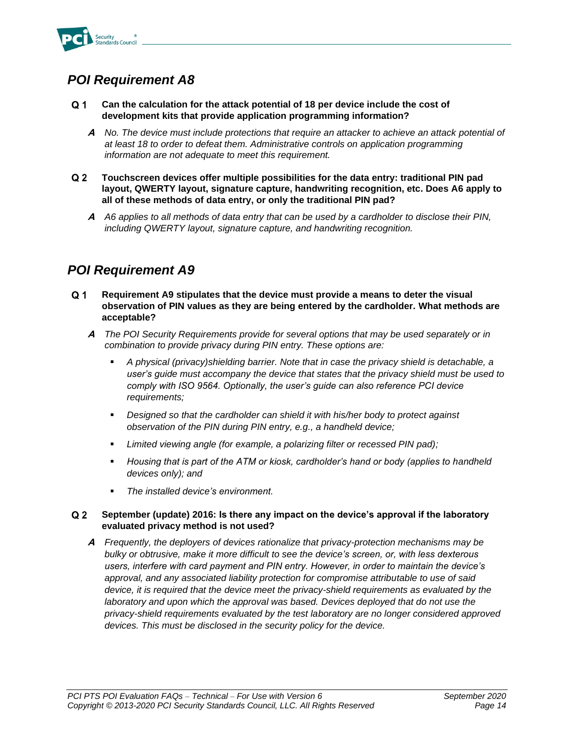## *POI Requirement A8*

**Q 1 Can the calculation for the attack potential of 18 per device include the cost of development kits that provide application programming information?**

***A*** *No. The device must include protections that require an attacker to achieve an attack potential of at least 18 to order to defeat them. Administrative controls on application programming information are not adequate to meet this requirement.*

**Q 2 Touchscreen devices offer multiple possibilities for the data entry: traditional PIN pad layout, QWERTY layout, signature capture, handwriting recognition, etc. Does A6 apply to all of these methods of data entry, or only the traditional PIN pad?**

***A*** *A6 applies to all methods of data entry that can be used by a cardholder to disclose their PIN, including QWERTY layout, signature capture, and handwriting recognition.*

## *POI Requirement A9*

**Q 1 Requirement A9 stipulates that the device must provide a means to deter the visual observation of PIN values as they are being entered by the cardholder. What methods are acceptable?**

***A*** *The POI Security Requirements provide for several options that may be used separately or in combination to provide privacy during PIN entry. These options are:*

- *A physical (privacy)shielding barrier. Note that in case the privacy shield is detachable, a user's guide must accompany the device that states that the privacy shield must be used to comply with ISO 9564. Optionally, the user's guide can also reference PCI device requirements;*
- *Designed so that the cardholder can shield it with his/her body to protect against observation of the PIN during PIN entry, e.g., a handheld device;*
- *Limited viewing angle (for example, a polarizing filter or recessed PIN pad);*
- *Housing that is part of the ATM or kiosk, cardholder's hand or body (applies to handheld devices only); and*
- *The installed device's environment.*

**Q 2 September (update) 2016: Is there any impact on the device's approval if the laboratory evaluated privacy method is not used?**

***A*** *Frequently, the deployers of devices rationalize that privacy-protection mechanisms may be bulky or obtrusive, make it more difficult to see the device's screen, or, with less dexterous users, interfere with card payment and PIN entry. However, in order to maintain the device's approval, and any associated liability protection for compromise attributable to use of said device, it is required that the device meet the privacy-shield requirements as evaluated by the laboratory and upon which the approval was based. Devices deployed that do not use the privacy-shield requirements evaluated by the test laboratory are no longer considered approved devices. This must be disclosed in the security policy for the device.*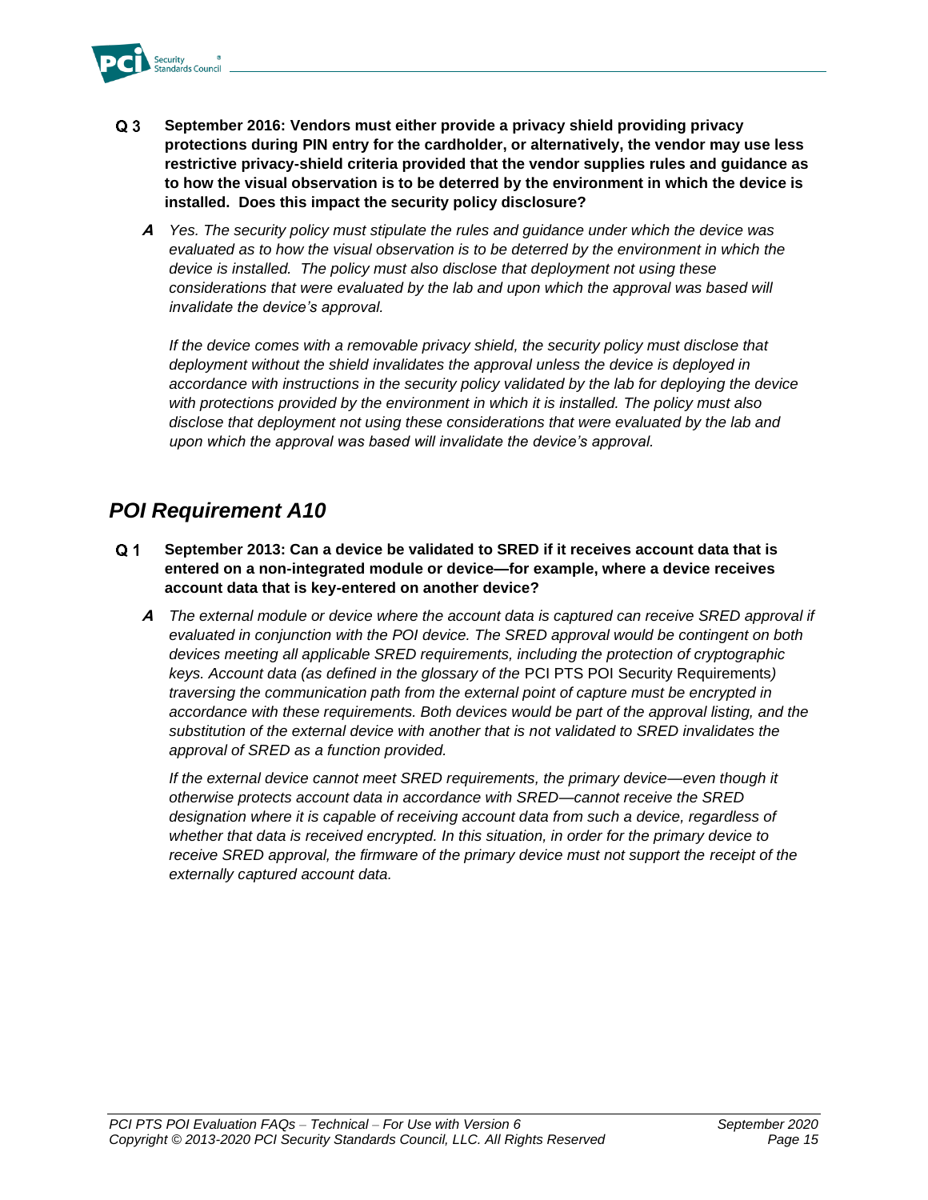**Q 3 September 2016: Vendors must either provide a privacy shield providing privacy protections during PIN entry for the cardholder, or alternatively, the vendor may use less restrictive privacy-shield criteria provided that the vendor supplies rules and guidance as to how the visual observation is to be deterred by the environment in which the device is installed. Does this impact the security policy disclosure?**

***A*** *Yes. The security policy must stipulate the rules and guidance under which the device was evaluated as to how the visual observation is to be deterred by the environment in which the device is installed. The policy must also disclose that deployment not using these considerations that were evaluated by the lab and upon which the approval was based will invalidate the device's approval.*

*If the device comes with a removable privacy shield, the security policy must disclose that deployment without the shield invalidates the approval unless the device is deployed in accordance with instructions in the security policy validated by the lab for deploying the device with protections provided by the environment in which it is installed. The policy must also disclose that deployment not using these considerations that were evaluated by the lab and upon which the approval was based will invalidate the device's approval.*

## *POI Requirement A10*

**Q 1 September 2013: Can a device be validated to SRED if it receives account data that is entered on a non-integrated module or device—for example, where a device receives account data that is key-entered on another device?**

***A*** *The external module or device where the account data is captured can receive SRED approval if evaluated in conjunction with the POI device. The SRED approval would be contingent on both devices meeting all applicable SRED requirements, including the protection of cryptographic keys. Account data (as defined in the glossary of the* PCI PTS POI Security Requirements*) traversing the communication path from the external point of capture must be encrypted in accordance with these requirements. Both devices would be part of the approval listing, and the substitution of the external device with another that is not validated to SRED invalidates the approval of SRED as a function provided.*

*If the external device cannot meet SRED requirements, the primary device—even though it otherwise protects account data in accordance with SRED—cannot receive the SRED designation where it is capable of receiving account data from such a device, regardless of whether that data is received encrypted. In this situation, in order for the primary device to receive SRED approval, the firmware of the primary device must not support the receipt of the externally captured account data.*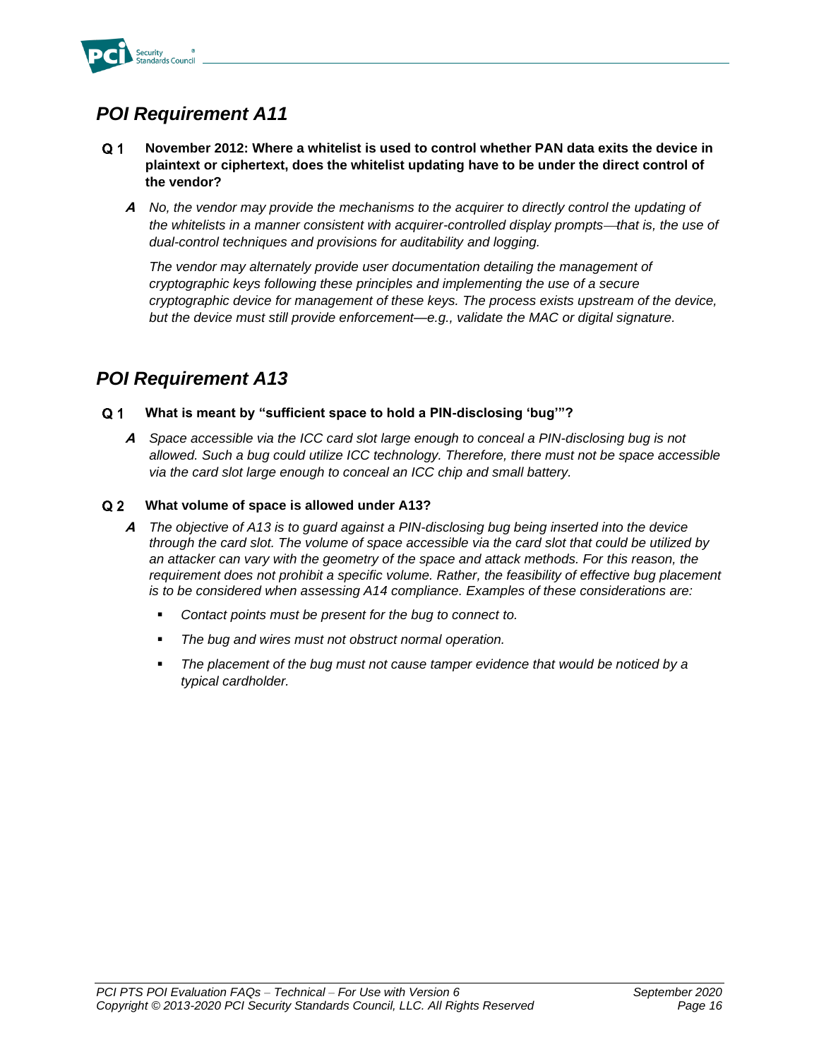## POI Requirement A11

**Q 1 November 2012: Where a whitelist is used to control whether PAN data exits the device in plaintext or ciphertext, does the whitelist updating have to be under the direct control of the vendor?**

***A*** *No, the vendor may provide the mechanisms to the acquirer to directly control the updating of the whitelists in a manner consistent with acquirer-controlled display prompts—that is, the use of dual-control techniques and provisions for auditability and logging.*

*The vendor may alternately provide user documentation detailing the management of cryptographic keys following these principles and implementing the use of a secure cryptographic device for management of these keys. The process exists upstream of the device, but the device must still provide enforcement—e.g., validate the MAC or digital signature.*

## POI Requirement A13

**Q 1 What is meant by "sufficient space to hold a PIN-disclosing 'bug'"?**

***A*** *Space accessible via the ICC card slot large enough to conceal a PIN-disclosing bug is not allowed. Such a bug could utilize ICC technology. Therefore, there must not be space accessible via the card slot large enough to conceal an ICC chip and small battery.*

**Q 2 What volume of space is allowed under A13?**

***A*** *The objective of A13 is to guard against a PIN-disclosing bug being inserted into the device through the card slot. The volume of space accessible via the card slot that could be utilized by an attacker can vary with the geometry of the space and attack methods. For this reason, the requirement does not prohibit a specific volume. Rather, the feasibility of effective bug placement is to be considered when assessing A14 compliance. Examples of these considerations are:*

- *Contact points must be present for the bug to connect to.*
- *The bug and wires must not obstruct normal operation.*
- *The placement of the bug must not cause tamper evidence that would be noticed by a typical cardholder.*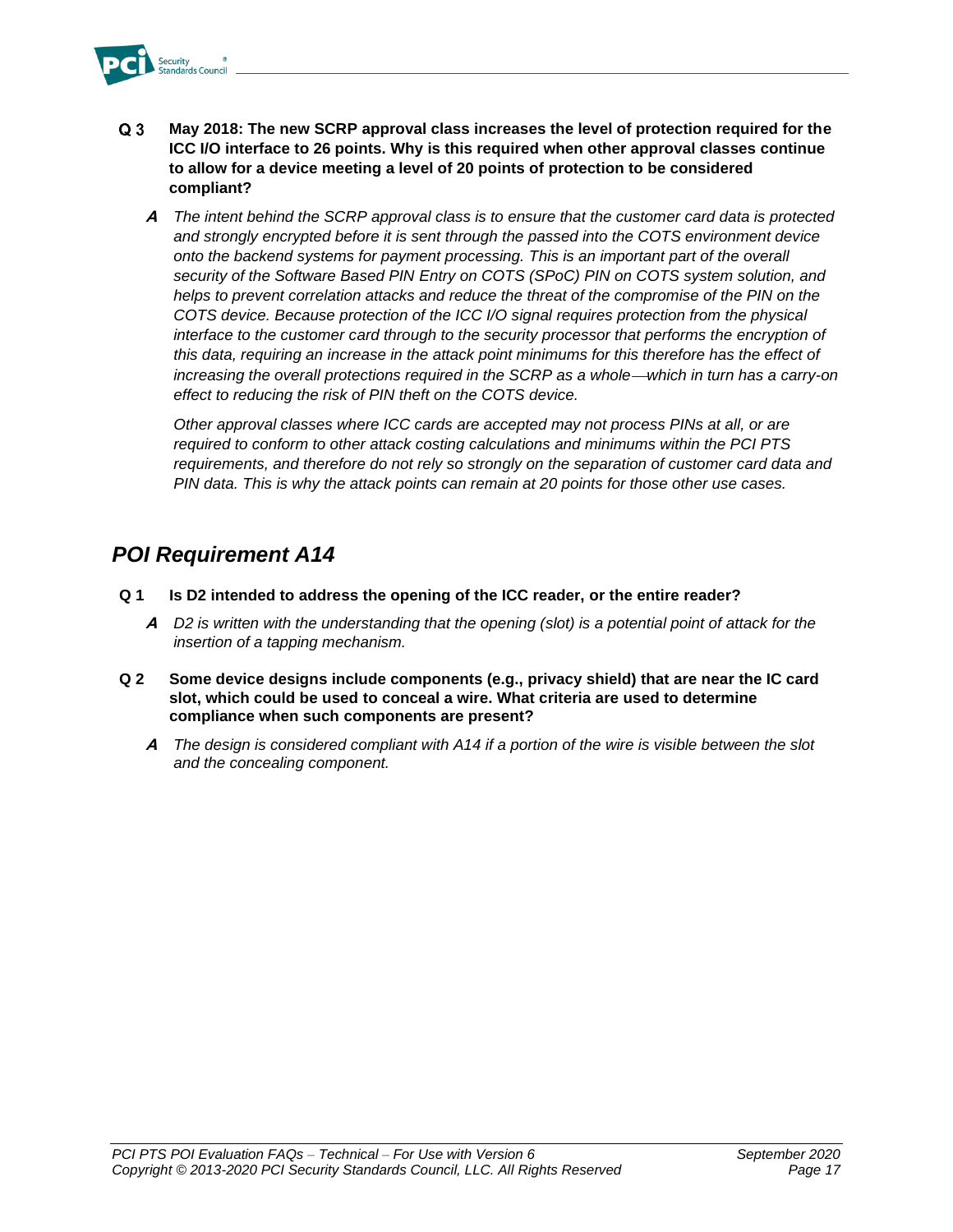**Q 3 May 2018: The new SCRP approval class increases the level of protection required for the ICC I/O interface to 26 points. Why is this required when other approval classes continue to allow for a device meeting a level of 20 points of protection to be considered compliant?**

***A*** *The intent behind the SCRP approval class is to ensure that the customer card data is protected and strongly encrypted before it is sent through the passed into the COTS environment device onto the backend systems for payment processing. This is an important part of the overall security of the Software Based PIN Entry on COTS (SPoC) PIN on COTS system solution, and helps to prevent correlation attacks and reduce the threat of the compromise of the PIN on the COTS device. Because protection of the ICC I/O signal requires protection from the physical interface to the customer card through to the security processor that performs the encryption of this data, requiring an increase in the attack point minimums for this therefore has the effect of increasing the overall protections required in the SCRP as a whole—which in turn has a carry-on effect to reducing the risk of PIN theft on the COTS device.*

*Other approval classes where ICC cards are accepted may not process PINs at all, or are required to conform to other attack costing calculations and minimums within the PCI PTS requirements, and therefore do not rely so strongly on the separation of customer card data and PIN data. This is why the attack points can remain at 20 points for those other use cases.*

## *POI Requirement A14*

**Q 1 Is D2 intended to address the opening of the ICC reader, or the entire reader?**

***A*** *D2 is written with the understanding that the opening (slot) is a potential point of attack for the insertion of a tapping mechanism.*

**Q 2 Some device designs include components (e.g., privacy shield) that are near the IC card slot, which could be used to conceal a wire. What criteria are used to determine compliance when such components are present?**

***A*** *The design is considered compliant with A14 if a portion of the wire is visible between the slot and the concealing component.*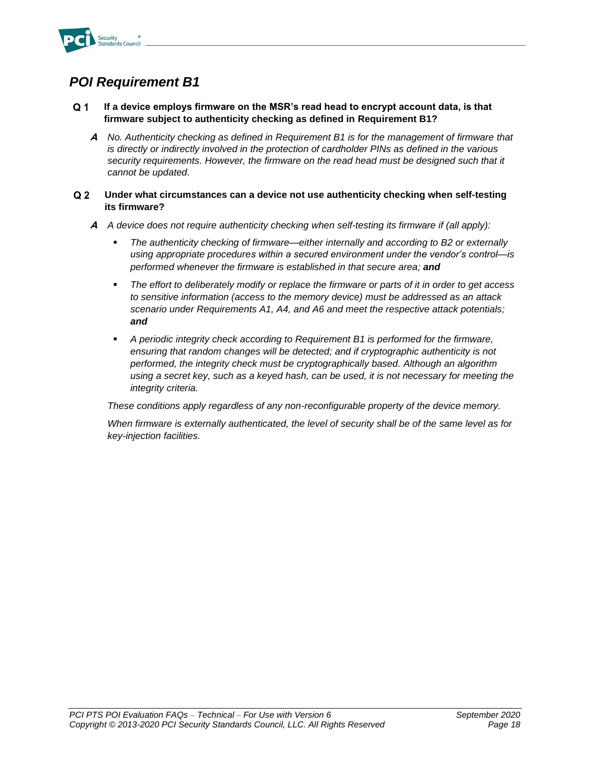## *POI Requirement B1*

**Q 1 If a device employs firmware on the MSR's read head to encrypt account data, is that firmware subject to authenticity checking as defined in Requirement B1?**

***A*** *No. Authenticity checking as defined in Requirement B1 is for the management of firmware that is directly or indirectly involved in the protection of cardholder PINs as defined in the various security requirements. However, the firmware on the read head must be designed such that it cannot be updated.*

**Q 2 Under what circumstances can a device not use authenticity checking when self-testing its firmware?**

***A*** *A device does not require authenticity checking when self-testing its firmware if (all apply):*

- *The authenticity checking of firmware—either internally and according to B2 or externally using appropriate procedures within a secured environment under the vendor's control—is performed whenever the firmware is established in that secure area;* ***and***
- *The effort to deliberately modify or replace the firmware or parts of it in order to get access to sensitive information (access to the memory device) must be addressed as an attack scenario under Requirements A1, A4, and A6 and meet the respective attack potentials;* ***and***
- *A periodic integrity check according to Requirement B1 is performed for the firmware, ensuring that random changes will be detected; and if cryptographic authenticity is not performed, the integrity check must be cryptographically based. Although an algorithm using a secret key, such as a keyed hash, can be used, it is not necessary for meeting the integrity criteria.*

*These conditions apply regardless of any non-reconfigurable property of the device memory.*

*When firmware is externally authenticated, the level of security shall be of the same level as for key-injection facilities.*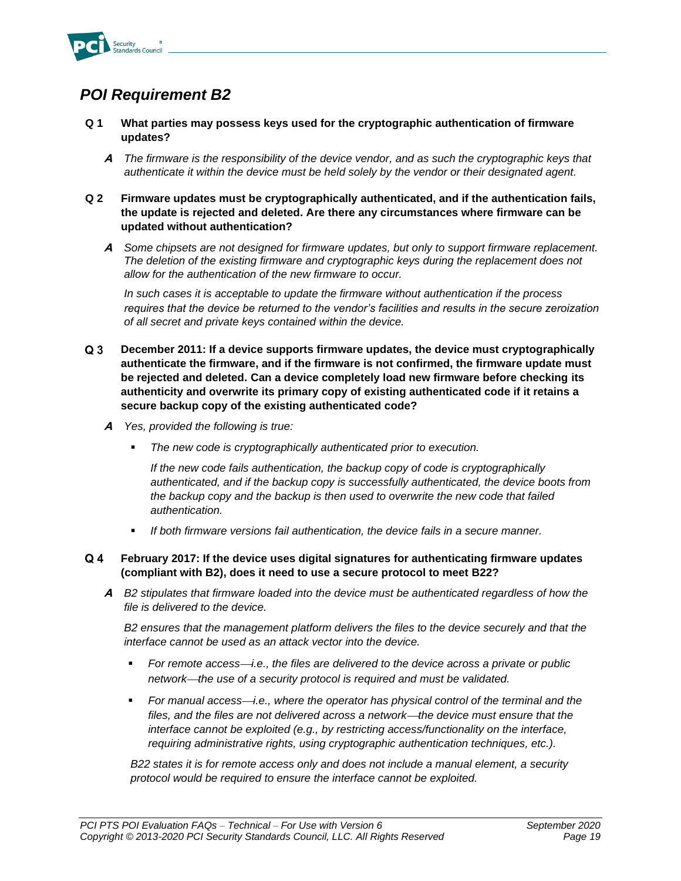## *POI Requirement B2*

**Q 1 What parties may possess keys used for the cryptographic authentication of firmware updates?**

***A*** *The firmware is the responsibility of the device vendor, and as such the cryptographic keys that authenticate it within the device must be held solely by the vendor or their designated agent.*

**Q 2 Firmware updates must be cryptographically authenticated, and if the authentication fails, the update is rejected and deleted. Are there any circumstances where firmware can be updated without authentication?**

***A*** *Some chipsets are not designed for firmware updates, but only to support firmware replacement. The deletion of the existing firmware and cryptographic keys during the replacement does not allow for the authentication of the new firmware to occur.*

*In such cases it is acceptable to update the firmware without authentication if the process requires that the device be returned to the vendor's facilities and results in the secure zeroization of all secret and private keys contained within the device.*

**Q 3 December 2011: If a device supports firmware updates, the device must cryptographically authenticate the firmware, and if the firmware is not confirmed, the firmware update must be rejected and deleted. Can a device completely load new firmware before checking its authenticity and overwrite its primary copy of existing authenticated code if it retains a secure backup copy of the existing authenticated code?**

***A*** *Yes, provided the following is true:*

- *The new code is cryptographically authenticated prior to execution.*

  *If the new code fails authentication, the backup copy of code is cryptographically authenticated, and if the backup copy is successfully authenticated, the device boots from the backup copy and the backup is then used to overwrite the new code that failed authentication.*

- *If both firmware versions fail authentication, the device fails in a secure manner.*

**Q 4 February 2017: If the device uses digital signatures for authenticating firmware updates (compliant with B2), does it need to use a secure protocol to meet B22?**

***A*** *B2 stipulates that firmware loaded into the device must be authenticated regardless of how the file is delivered to the device.*

*B2 ensures that the management platform delivers the files to the device securely and that the interface cannot be used as an attack vector into the device.*

- *For remote access—i.e., the files are delivered to the device across a private or public network—the use of a security protocol is required and must be validated.*
- *For manual access—i.e., where the operator has physical control of the terminal and the files, and the files are not delivered across a network—the device must ensure that the interface cannot be exploited (e.g., by restricting access/functionality on the interface, requiring administrative rights, using cryptographic authentication techniques, etc.).*

*B22 states it is for remote access only and does not include a manual element, a security protocol would be required to ensure the interface cannot be exploited.*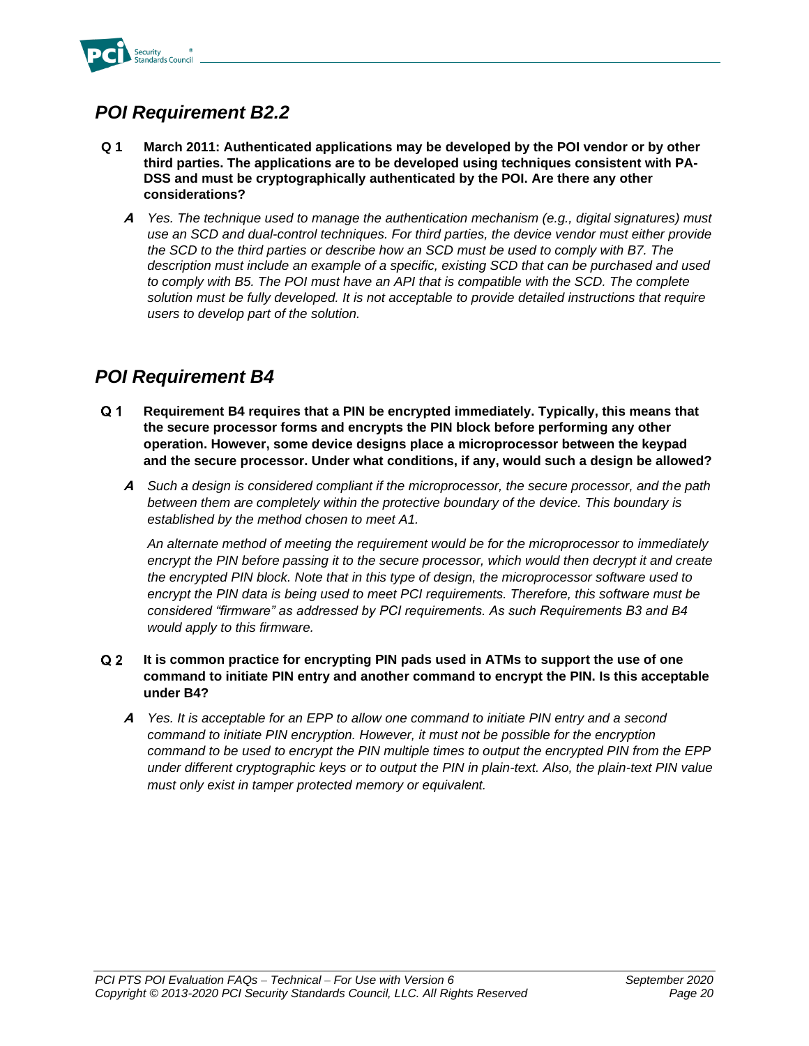## *POI Requirement B2.2*

**Q 1** **March 2011: Authenticated applications may be developed by the POI vendor or by other third parties. The applications are to be developed using techniques consistent with PA-DSS and must be cryptographically authenticated by the POI. Are there any other considerations?**

***A*** *Yes. The technique used to manage the authentication mechanism (e.g., digital signatures) must use an SCD and dual-control techniques. For third parties, the device vendor must either provide the SCD to the third parties or describe how an SCD must be used to comply with B7. The description must include an example of a specific, existing SCD that can be purchased and used to comply with B5. The POI must have an API that is compatible with the SCD. The complete solution must be fully developed. It is not acceptable to provide detailed instructions that require users to develop part of the solution.*

## *POI Requirement B4*

**Q 1** **Requirement B4 requires that a PIN be encrypted immediately. Typically, this means that the secure processor forms and encrypts the PIN block before performing any other operation. However, some device designs place a microprocessor between the keypad and the secure processor. Under what conditions, if any, would such a design be allowed?**

***A*** *Such a design is considered compliant if the microprocessor, the secure processor, and the path between them are completely within the protective boundary of the device. This boundary is established by the method chosen to meet A1.*

*An alternate method of meeting the requirement would be for the microprocessor to immediately encrypt the PIN before passing it to the secure processor, which would then decrypt it and create the encrypted PIN block. Note that in this type of design, the microprocessor software used to encrypt the PIN data is being used to meet PCI requirements. Therefore, this software must be considered "firmware" as addressed by PCI requirements. As such Requirements B3 and B4 would apply to this firmware.*

**Q 2** **It is common practice for encrypting PIN pads used in ATMs to support the use of one command to initiate PIN entry and another command to encrypt the PIN. Is this acceptable under B4?**

***A*** *Yes. It is acceptable for an EPP to allow one command to initiate PIN entry and a second command to initiate PIN encryption. However, it must not be possible for the encryption command to be used to encrypt the PIN multiple times to output the encrypted PIN from the EPP under different cryptographic keys or to output the PIN in plain-text. Also, the plain-text PIN value must only exist in tamper protected memory or equivalent.*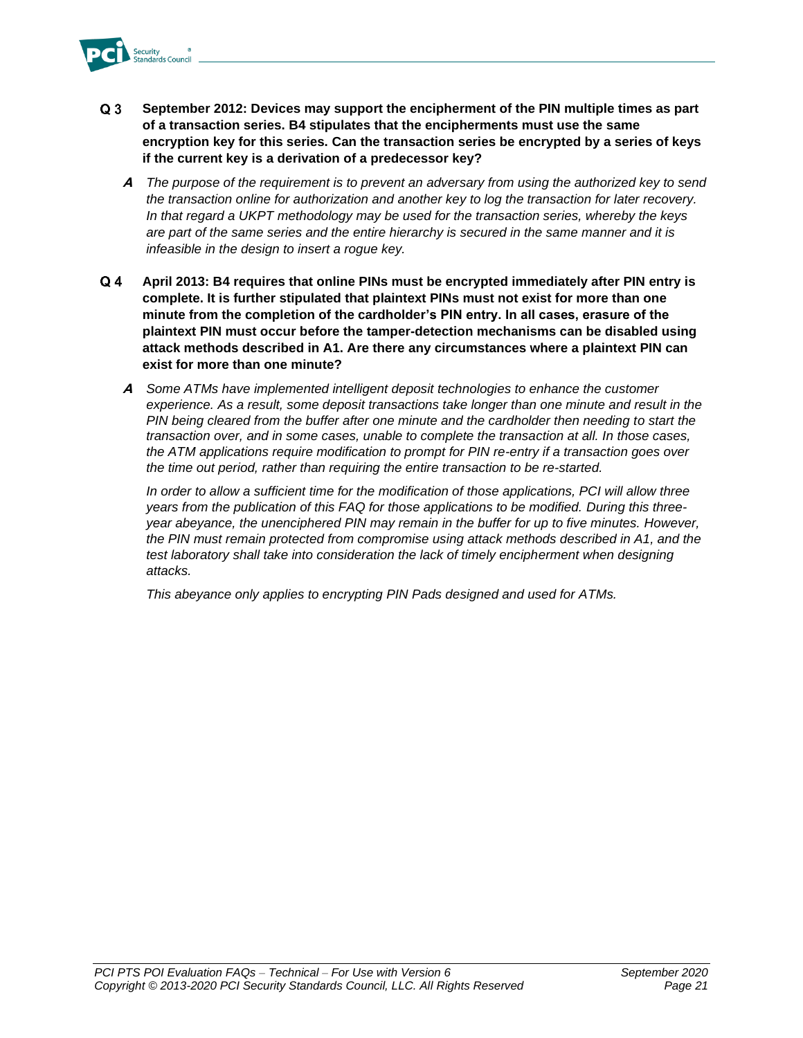**Q 3 September 2012: Devices may support the encipherment of the PIN multiple times as part of a transaction series. B4 stipulates that the encipherments must use the same encryption key for this series. Can the transaction series be encrypted by a series of keys if the current key is a derivation of a predecessor key?**

***A*** *The purpose of the requirement is to prevent an adversary from using the authorized key to send the transaction online for authorization and another key to log the transaction for later recovery. In that regard a UKPT methodology may be used for the transaction series, whereby the keys are part of the same series and the entire hierarchy is secured in the same manner and it is infeasible in the design to insert a rogue key.*

**Q 4 April 2013: B4 requires that online PINs must be encrypted immediately after PIN entry is complete. It is further stipulated that plaintext PINs must not exist for more than one minute from the completion of the cardholder's PIN entry. In all cases, erasure of the plaintext PIN must occur before the tamper-detection mechanisms can be disabled using attack methods described in A1. Are there any circumstances where a plaintext PIN can exist for more than one minute?**

***A*** *Some ATMs have implemented intelligent deposit technologies to enhance the customer experience. As a result, some deposit transactions take longer than one minute and result in the PIN being cleared from the buffer after one minute and the cardholder then needing to start the transaction over, and in some cases, unable to complete the transaction at all. In those cases, the ATM applications require modification to prompt for PIN re-entry if a transaction goes over the time out period, rather than requiring the entire transaction to be re-started.*

*In order to allow a sufficient time for the modification of those applications, PCI will allow three years from the publication of this FAQ for those applications to be modified. During this three-year abeyance, the unenciphered PIN may remain in the buffer for up to five minutes. However, the PIN must remain protected from compromise using attack methods described in A1, and the test laboratory shall take into consideration the lack of timely encipherment when designing attacks.*

*This abeyance only applies to encrypting PIN Pads designed and used for ATMs.*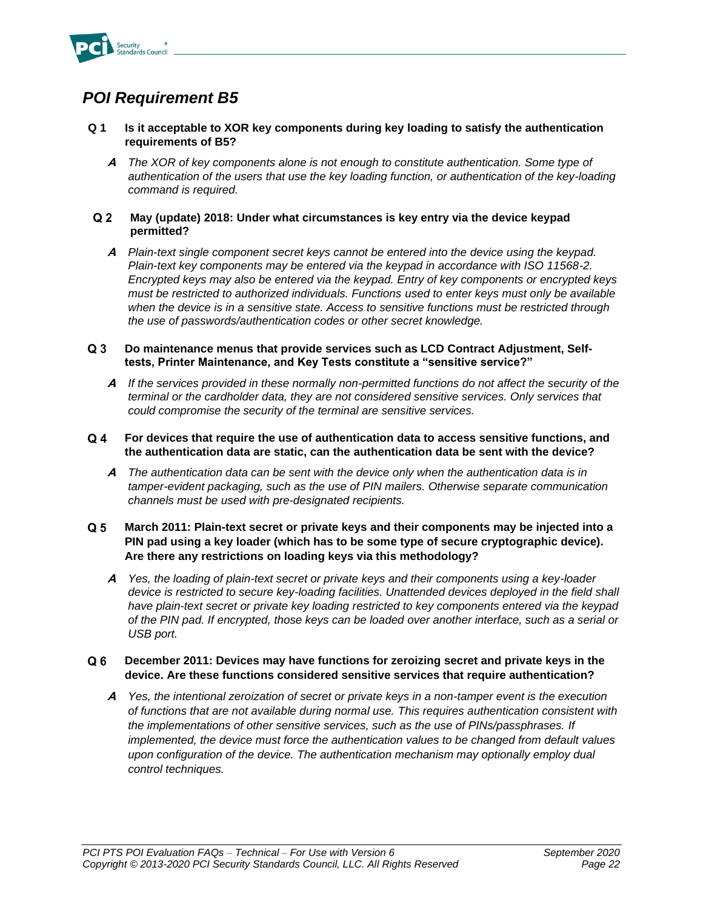## *POI Requirement B5*

**Q 1 Is it acceptable to XOR key components during key loading to satisfy the authentication requirements of B5?**

***A*** *The XOR of key components alone is not enough to constitute authentication. Some type of authentication of the users that use the key loading function, or authentication of the key-loading command is required.*

**Q 2 May (update) 2018: Under what circumstances is key entry via the device keypad permitted?**

***A*** *Plain-text single component secret keys cannot be entered into the device using the keypad. Plain-text key components may be entered via the keypad in accordance with ISO 11568-2. Encrypted keys may also be entered via the keypad. Entry of key components or encrypted keys must be restricted to authorized individuals. Functions used to enter keys must only be available when the device is in a sensitive state. Access to sensitive functions must be restricted through the use of passwords/authentication codes or other secret knowledge.*

**Q 3 Do maintenance menus that provide services such as LCD Contract Adjustment, Self-tests, Printer Maintenance, and Key Tests constitute a "sensitive service?"**

***A*** *If the services provided in these normally non-permitted functions do not affect the security of the terminal or the cardholder data, they are not considered sensitive services. Only services that could compromise the security of the terminal are sensitive services.*

**Q 4 For devices that require the use of authentication data to access sensitive functions, and the authentication data are static, can the authentication data be sent with the device?**

***A*** *The authentication data can be sent with the device only when the authentication data is in tamper-evident packaging, such as the use of PIN mailers. Otherwise separate communication channels must be used with pre-designated recipients.*

**Q 5 March 2011: Plain-text secret or private keys and their components may be injected into a PIN pad using a key loader (which has to be some type of secure cryptographic device). Are there any restrictions on loading keys via this methodology?**

***A*** *Yes, the loading of plain-text secret or private keys and their components using a key-loader device is restricted to secure key-loading facilities. Unattended devices deployed in the field shall have plain-text secret or private key loading restricted to key components entered via the keypad of the PIN pad. If encrypted, those keys can be loaded over another interface, such as a serial or USB port.*

**Q 6 December 2011: Devices may have functions for zeroizing secret and private keys in the device. Are these functions considered sensitive services that require authentication?**

***A*** *Yes, the intentional zeroization of secret or private keys in a non-tamper event is the execution of functions that are not available during normal use. This requires authentication consistent with the implementations of other sensitive services, such as the use of PINs/passphrases. If implemented, the device must force the authentication values to be changed from default values upon configuration of the device. The authentication mechanism may optionally employ dual control techniques.*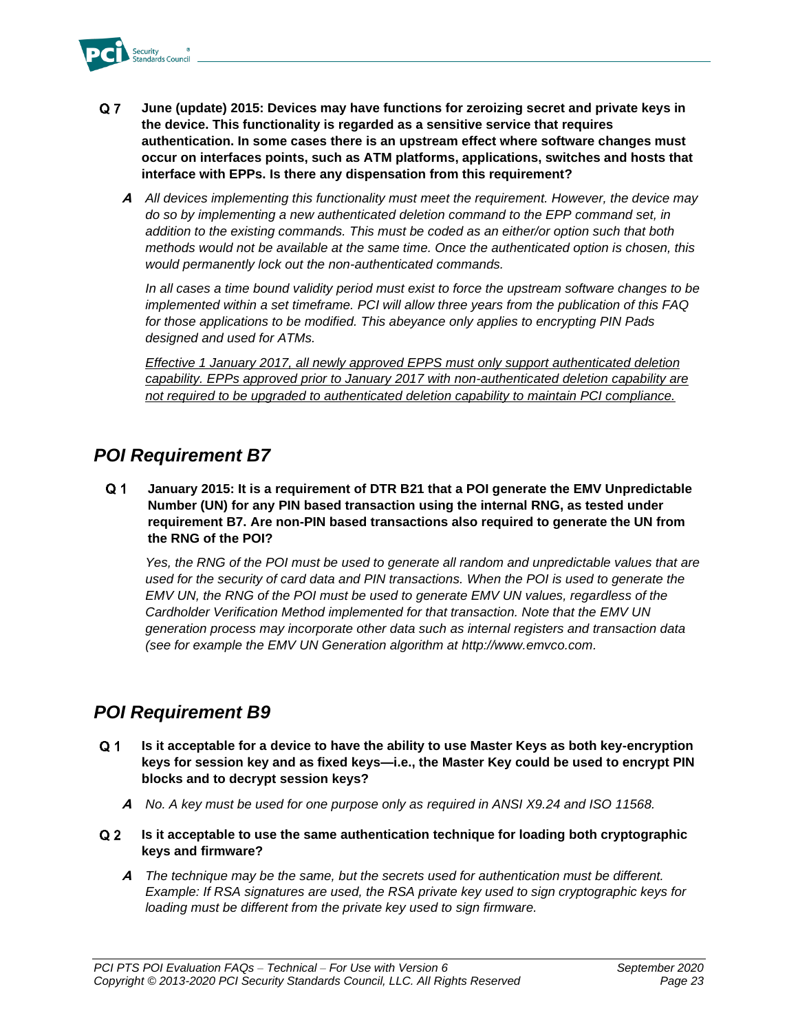**Q 7 June (update) 2015: Devices may have functions for zeroizing secret and private keys in the device. This functionality is regarded as a sensitive service that requires authentication. In some cases there is an upstream effect where software changes must occur on interfaces points, such as ATM platforms, applications, switches and hosts that interface with EPPs. Is there any dispensation from this requirement?**

***A*** *All devices implementing this functionality must meet the requirement. However, the device may do so by implementing a new authenticated deletion command to the EPP command set, in addition to the existing commands. This must be coded as an either/or option such that both methods would not be available at the same time. Once the authenticated option is chosen, this would permanently lock out the non-authenticated commands.*

*In all cases a time bound validity period must exist to force the upstream software changes to be implemented within a set timeframe. PCI will allow three years from the publication of this FAQ for those applications to be modified. This abeyance only applies to encrypting PIN Pads designed and used for ATMs.*

<u>*Effective 1 January 2017, all newly approved EPPS must only support authenticated deletion capability. EPPs approved prior to January 2017 with non-authenticated deletion capability are not required to be upgraded to authenticated deletion capability to maintain PCI compliance.*</u>

## *POI Requirement B7*

**Q 1 January 2015: It is a requirement of DTR B21 that a POI generate the EMV Unpredictable Number (UN) for any PIN based transaction using the internal RNG, as tested under requirement B7. Are non-PIN based transactions also required to generate the UN from the RNG of the POI?**

*Yes, the RNG of the POI must be used to generate all random and unpredictable values that are used for the security of card data and PIN transactions. When the POI is used to generate the EMV UN, the RNG of the POI must be used to generate EMV UN values, regardless of the Cardholder Verification Method implemented for that transaction. Note that the EMV UN generation process may incorporate other data such as internal registers and transaction data (see for example the EMV UN Generation algorithm at http://www.emvco.com.*

## *POI Requirement B9*

**Q 1 Is it acceptable for a device to have the ability to use Master Keys as both key-encryption keys for session key and as fixed keys—i.e., the Master Key could be used to encrypt PIN blocks and to decrypt session keys?**

***A*** *No. A key must be used for one purpose only as required in ANSI X9.24 and ISO 11568.*

**Q 2 Is it acceptable to use the same authentication technique for loading both cryptographic keys and firmware?**

***A*** *The technique may be the same, but the secrets used for authentication must be different. Example: If RSA signatures are used, the RSA private key used to sign cryptographic keys for loading must be different from the private key used to sign firmware.*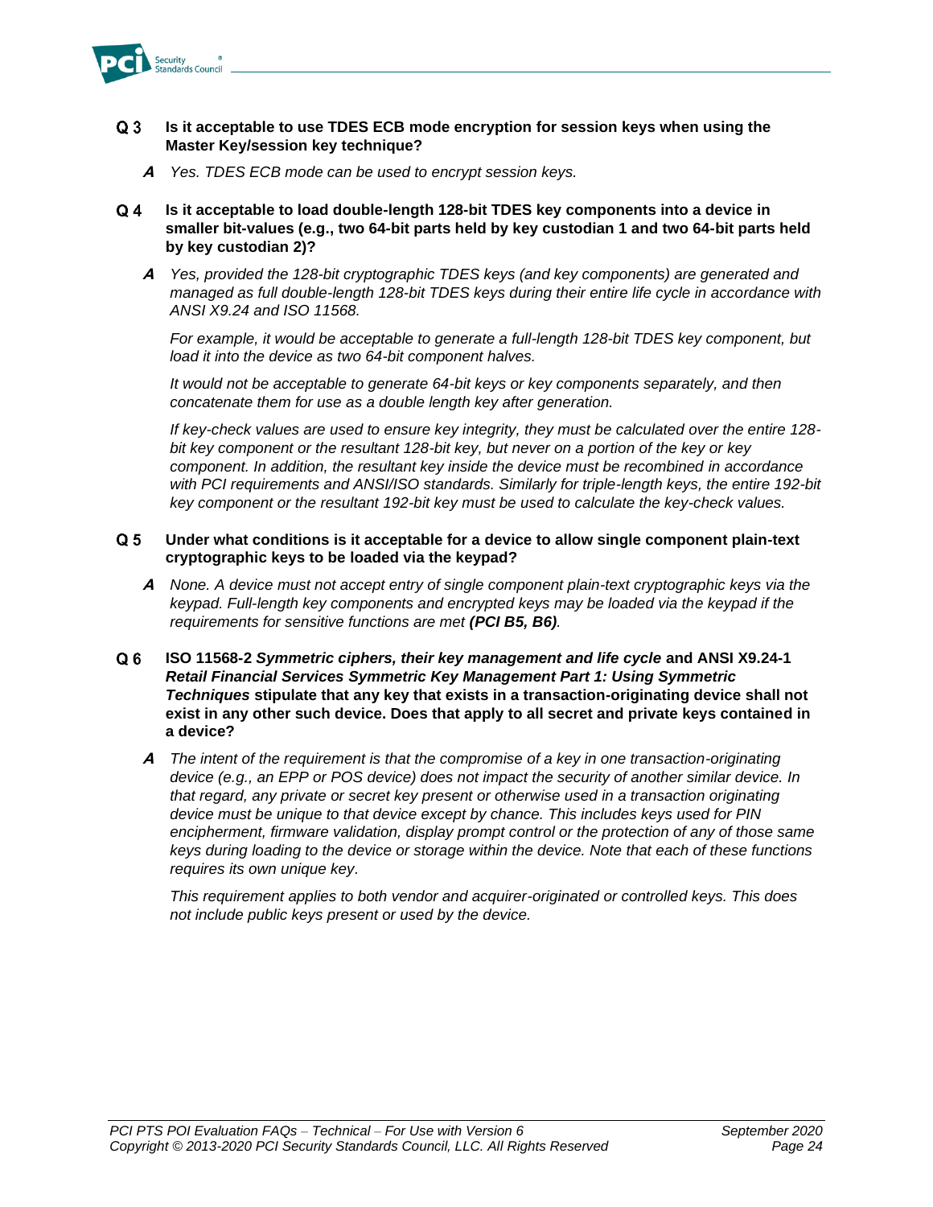**Q 3 Is it acceptable to use TDES ECB mode encryption for session keys when using the Master Key/session key technique?**

***A*** *Yes. TDES ECB mode can be used to encrypt session keys.*

**Q 4 Is it acceptable to load double-length 128-bit TDES key components into a device in smaller bit-values (e.g., two 64-bit parts held by key custodian 1 and two 64-bit parts held by key custodian 2)?**

***A*** *Yes, provided the 128-bit cryptographic TDES keys (and key components) are generated and managed as full double-length 128-bit TDES keys during their entire life cycle in accordance with ANSI X9.24 and ISO 11568.*

*For example, it would be acceptable to generate a full-length 128-bit TDES key component, but load it into the device as two 64-bit component halves.*

*It would not be acceptable to generate 64-bit keys or key components separately, and then concatenate them for use as a double length key after generation.*

*If key-check values are used to ensure key integrity, they must be calculated over the entire 128-bit key component or the resultant 128-bit key, but never on a portion of the key or key component. In addition, the resultant key inside the device must be recombined in accordance with PCI requirements and ANSI/ISO standards. Similarly for triple-length keys, the entire 192-bit key component or the resultant 192-bit key must be used to calculate the key-check values.*

**Q 5 Under what conditions is it acceptable for a device to allow single component plain-text cryptographic keys to be loaded via the keypad?**

***A*** *None. A device must not accept entry of single component plain-text cryptographic keys via the keypad. Full-length key components and encrypted keys may be loaded via the keypad if the requirements for sensitive functions are met **(PCI B5, B6)**.*

**Q 6 ISO 11568-2 *Symmetric ciphers, their key management and life cycle* and ANSI X9.24-1 *Retail Financial Services Symmetric Key Management Part 1: Using Symmetric Techniques* stipulate that any key that exists in a transaction-originating device shall not exist in any other such device. Does that apply to all secret and private keys contained in a device?**

***A*** *The intent of the requirement is that the compromise of a key in one transaction-originating device (e.g., an EPP or POS device) does not impact the security of another similar device. In that regard, any private or secret key present or otherwise used in a transaction originating device must be unique to that device except by chance. This includes keys used for PIN encipherment, firmware validation, display prompt control or the protection of any of those same keys during loading to the device or storage within the device. Note that each of these functions requires its own unique key*.

*This requirement applies to both vendor and acquirer-originated or controlled keys. This does not include public keys present or used by the device.*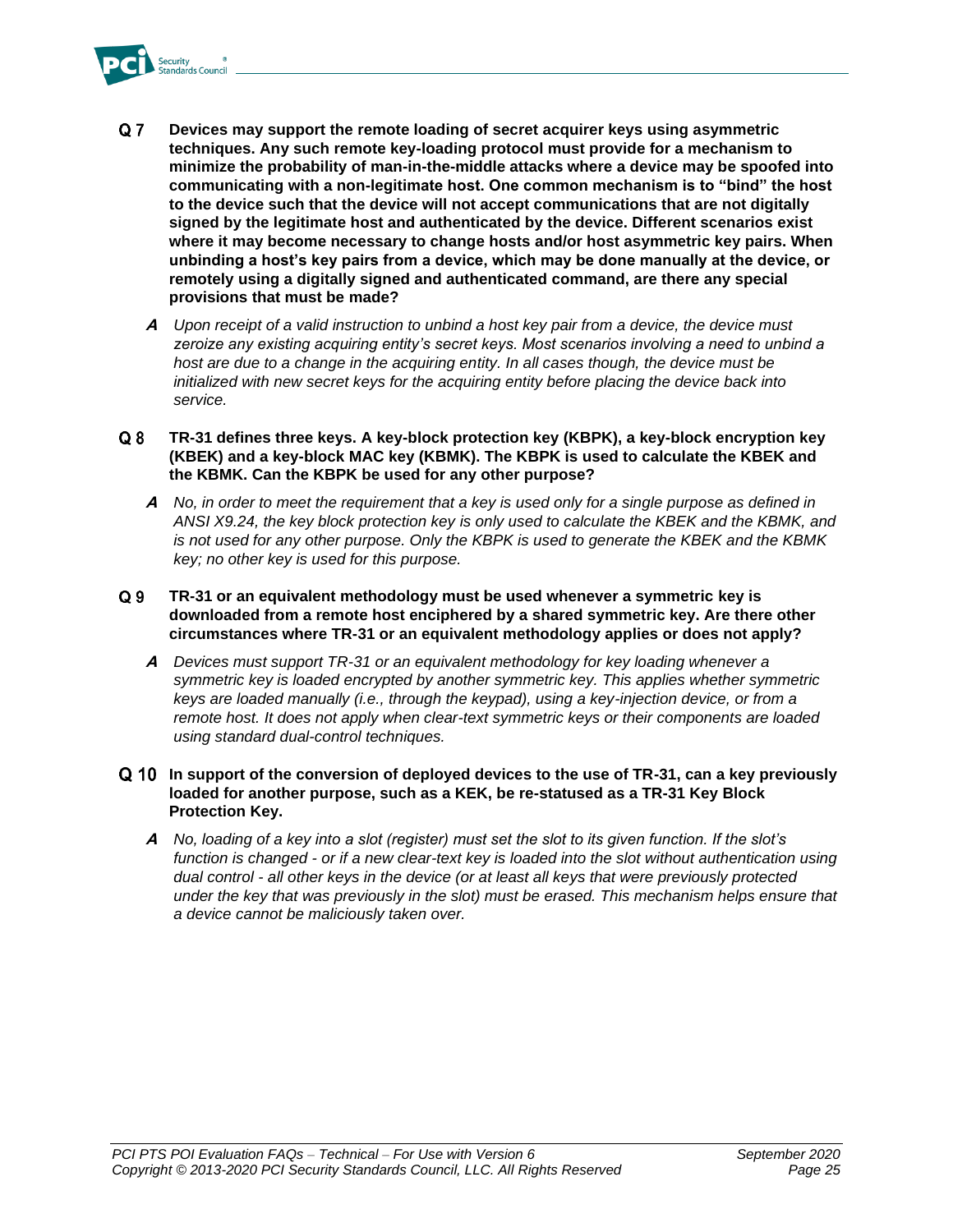**Q 7 Devices may support the remote loading of secret acquirer keys using asymmetric techniques. Any such remote key-loading protocol must provide for a mechanism to minimize the probability of man-in-the-middle attacks where a device may be spoofed into communicating with a non-legitimate host. One common mechanism is to "bind" the host to the device such that the device will not accept communications that are not digitally signed by the legitimate host and authenticated by the device. Different scenarios exist where it may become necessary to change hosts and/or host asymmetric key pairs. When unbinding a host's key pairs from a device, which may be done manually at the device, or remotely using a digitally signed and authenticated command, are there any special provisions that must be made?**

***A*** *Upon receipt of a valid instruction to unbind a host key pair from a device, the device must zeroize any existing acquiring entity's secret keys. Most scenarios involving a need to unbind a host are due to a change in the acquiring entity. In all cases though, the device must be initialized with new secret keys for the acquiring entity before placing the device back into service.*

**Q 8 TR-31 defines three keys. A key-block protection key (KBPK), a key-block encryption key (KBEK) and a key-block MAC key (KBMK). The KBPK is used to calculate the KBEK and the KBMK. Can the KBPK be used for any other purpose?**

***A*** *No, in order to meet the requirement that a key is used only for a single purpose as defined in ANSI X9.24, the key block protection key is only used to calculate the KBEK and the KBMK, and is not used for any other purpose. Only the KBPK is used to generate the KBEK and the KBMK key; no other key is used for this purpose.*

**Q 9 TR-31 or an equivalent methodology must be used whenever a symmetric key is downloaded from a remote host enciphered by a shared symmetric key. Are there other circumstances where TR-31 or an equivalent methodology applies or does not apply?**

***A*** *Devices must support TR-31 or an equivalent methodology for key loading whenever a symmetric key is loaded encrypted by another symmetric key. This applies whether symmetric keys are loaded manually (i.e., through the keypad), using a key-injection device, or from a remote host. It does not apply when clear-text symmetric keys or their components are loaded using standard dual-control techniques.*

**Q 10 In support of the conversion of deployed devices to the use of TR-31, can a key previously loaded for another purpose, such as a KEK, be re-statused as a TR-31 Key Block Protection Key.**

***A*** *No, loading of a key into a slot (register) must set the slot to its given function. If the slot's function is changed - or if a new clear-text key is loaded into the slot without authentication using dual control - all other keys in the device (or at least all keys that were previously protected under the key that was previously in the slot) must be erased. This mechanism helps ensure that a device cannot be maliciously taken over.*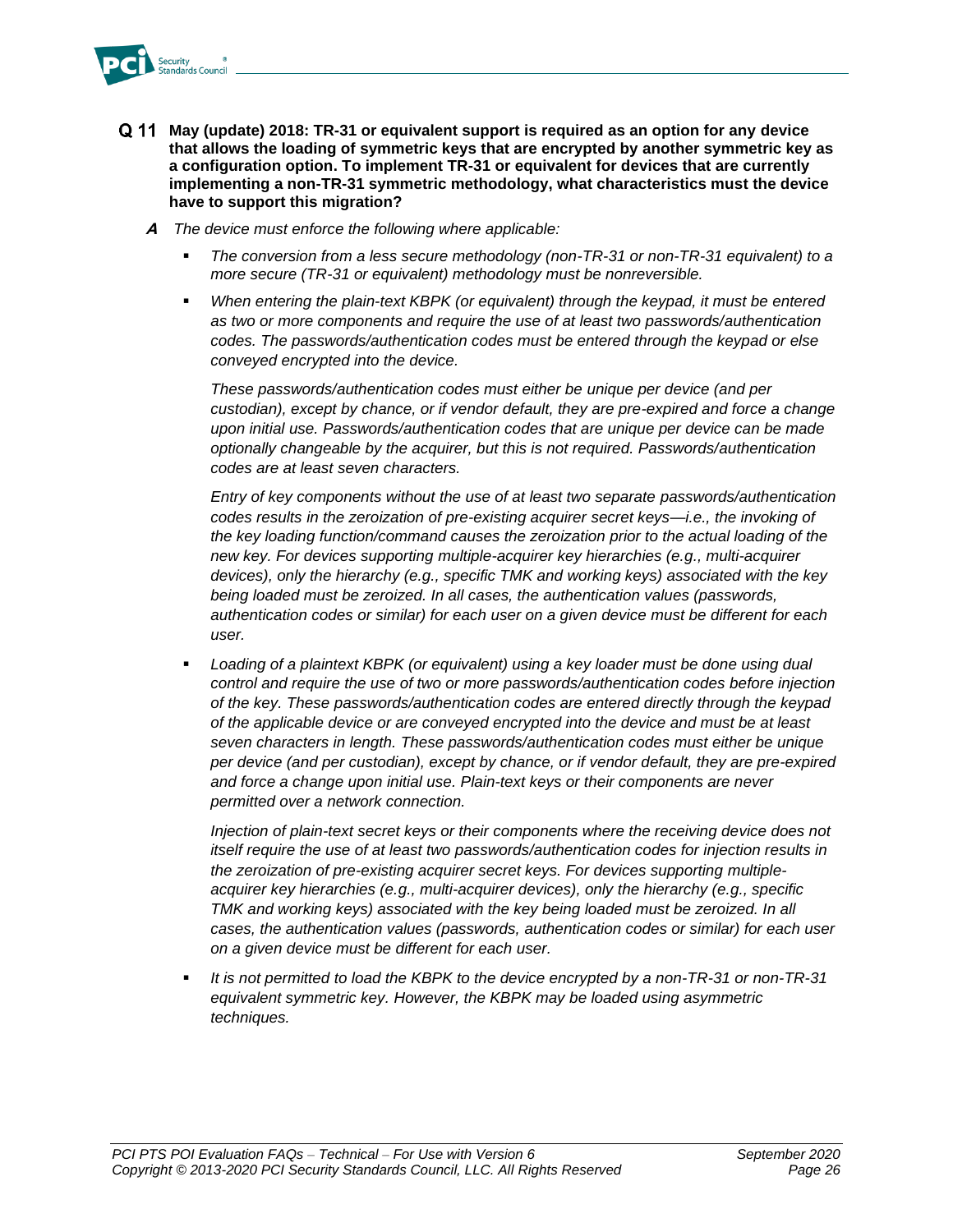**Q 11 May (update) 2018: TR-31 or equivalent support is required as an option for any device that allows the loading of symmetric keys that are encrypted by another symmetric key as a configuration option. To implement TR-31 or equivalent for devices that are currently implementing a non-TR-31 symmetric methodology, what characteristics must the device have to support this migration?**

***A*** *The device must enforce the following where applicable:*

- *The conversion from a less secure methodology (non-TR-31 or non-TR-31 equivalent) to a more secure (TR-31 or equivalent) methodology must be nonreversible.*
- *When entering the plain-text KBPK (or equivalent) through the keypad, it must be entered as two or more components and require the use of at least two passwords/authentication codes. The passwords/authentication codes must be entered through the keypad or else conveyed encrypted into the device.*

  *These passwords/authentication codes must either be unique per device (and per custodian), except by chance, or if vendor default, they are pre-expired and force a change upon initial use. Passwords/authentication codes that are unique per device can be made optionally changeable by the acquirer, but this is not required. Passwords/authentication codes are at least seven characters.*

  *Entry of key components without the use of at least two separate passwords/authentication codes results in the zeroization of pre-existing acquirer secret keys—i.e., the invoking of the key loading function/command causes the zeroization prior to the actual loading of the new key. For devices supporting multiple-acquirer key hierarchies (e.g., multi-acquirer devices), only the hierarchy (e.g., specific TMK and working keys) associated with the key being loaded must be zeroized. In all cases, the authentication values (passwords, authentication codes or similar) for each user on a given device must be different for each user.*

- *Loading of a plaintext KBPK (or equivalent) using a key loader must be done using dual control and require the use of two or more passwords/authentication codes before injection of the key. These passwords/authentication codes are entered directly through the keypad of the applicable device or are conveyed encrypted into the device and must be at least seven characters in length. These passwords/authentication codes must either be unique per device (and per custodian), except by chance, or if vendor default, they are pre-expired and force a change upon initial use. Plain-text keys or their components are never permitted over a network connection.*

  *Injection of plain-text secret keys or their components where the receiving device does not itself require the use of at least two passwords/authentication codes for injection results in the zeroization of pre-existing acquirer secret keys. For devices supporting multiple-acquirer key hierarchies (e.g., multi-acquirer devices), only the hierarchy (e.g., specific TMK and working keys) associated with the key being loaded must be zeroized. In all cases, the authentication values (passwords, authentication codes or similar) for each user on a given device must be different for each user.*

- *It is not permitted to load the KBPK to the device encrypted by a non-TR-31 or non-TR-31 equivalent symmetric key. However, the KBPK may be loaded using asymmetric techniques.*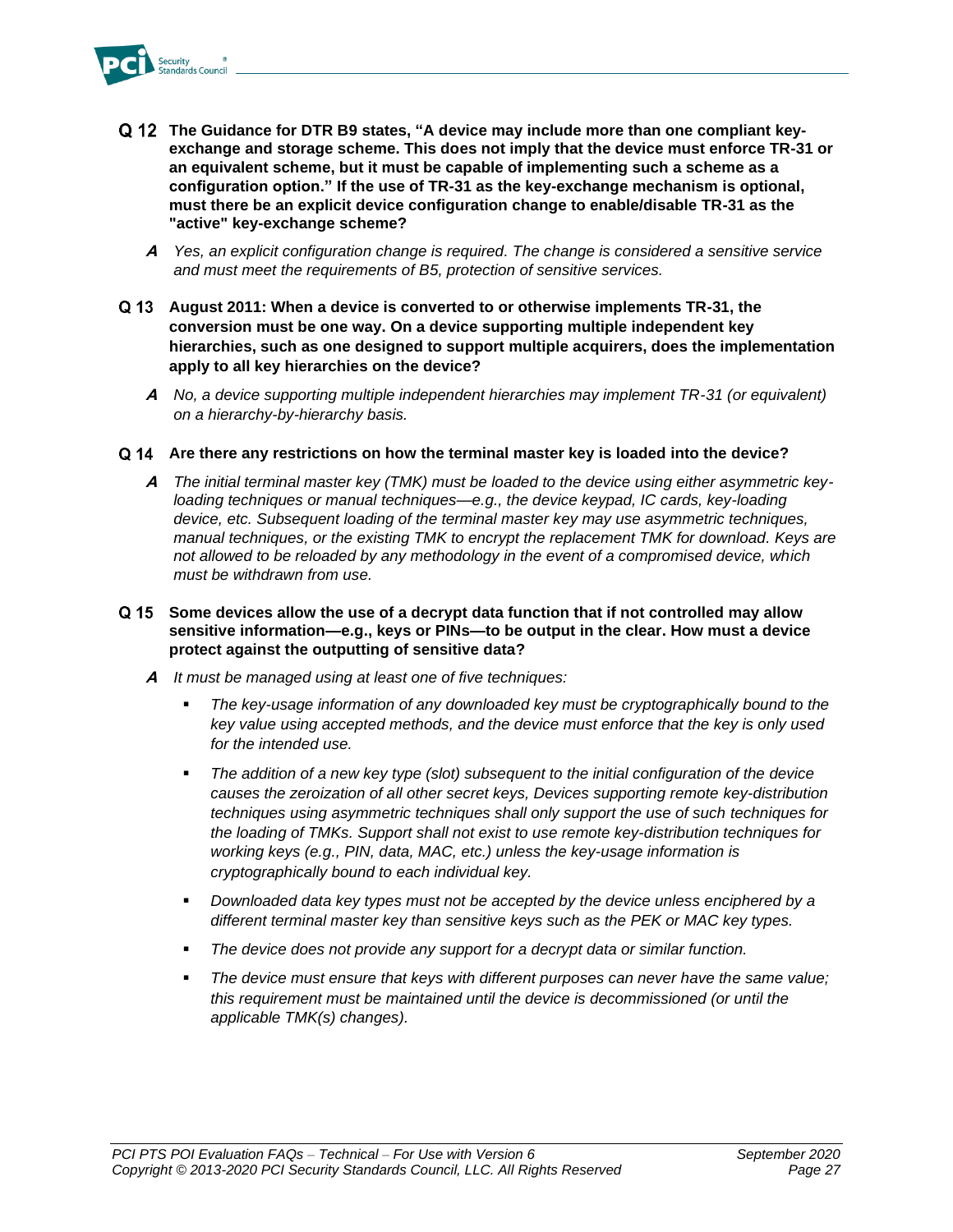**Q 12 The Guidance for DTR B9 states, "A device may include more than one compliant key-exchange and storage scheme. This does not imply that the device must enforce TR-31 or an equivalent scheme, but it must be capable of implementing such a scheme as a configuration option." If the use of TR-31 as the key-exchange mechanism is optional, must there be an explicit device configuration change to enable/disable TR-31 as the "active" key-exchange scheme?**

***A*** *Yes, an explicit configuration change is required. The change is considered a sensitive service and must meet the requirements of B5, protection of sensitive services.*

**Q 13 August 2011: When a device is converted to or otherwise implements TR-31, the conversion must be one way. On a device supporting multiple independent key hierarchies, such as one designed to support multiple acquirers, does the implementation apply to all key hierarchies on the device?**

***A*** *No, a device supporting multiple independent hierarchies may implement TR-31 (or equivalent) on a hierarchy-by-hierarchy basis.*

**Q 14 Are there any restrictions on how the terminal master key is loaded into the device?**

***A*** *The initial terminal master key (TMK) must be loaded to the device using either asymmetric key-loading techniques or manual techniques—e.g., the device keypad, IC cards, key-loading device, etc. Subsequent loading of the terminal master key may use asymmetric techniques, manual techniques, or the existing TMK to encrypt the replacement TMK for download. Keys are not allowed to be reloaded by any methodology in the event of a compromised device, which must be withdrawn from use.*

**Q 15 Some devices allow the use of a decrypt data function that if not controlled may allow sensitive information—e.g., keys or PINs—to be output in the clear. How must a device protect against the outputting of sensitive data?**

***A*** *It must be managed using at least one of five techniques:*

- *The key-usage information of any downloaded key must be cryptographically bound to the key value using accepted methods, and the device must enforce that the key is only used for the intended use.*
- *The addition of a new key type (slot) subsequent to the initial configuration of the device causes the zeroization of all other secret keys, Devices supporting remote key-distribution techniques using asymmetric techniques shall only support the use of such techniques for the loading of TMKs. Support shall not exist to use remote key-distribution techniques for working keys (e.g., PIN, data, MAC, etc.) unless the key-usage information is cryptographically bound to each individual key.*
- *Downloaded data key types must not be accepted by the device unless enciphered by a different terminal master key than sensitive keys such as the PEK or MAC key types.*
- *The device does not provide any support for a decrypt data or similar function.*
- *The device must ensure that keys with different purposes can never have the same value; this requirement must be maintained until the device is decommissioned (or until the applicable TMK(s) changes).*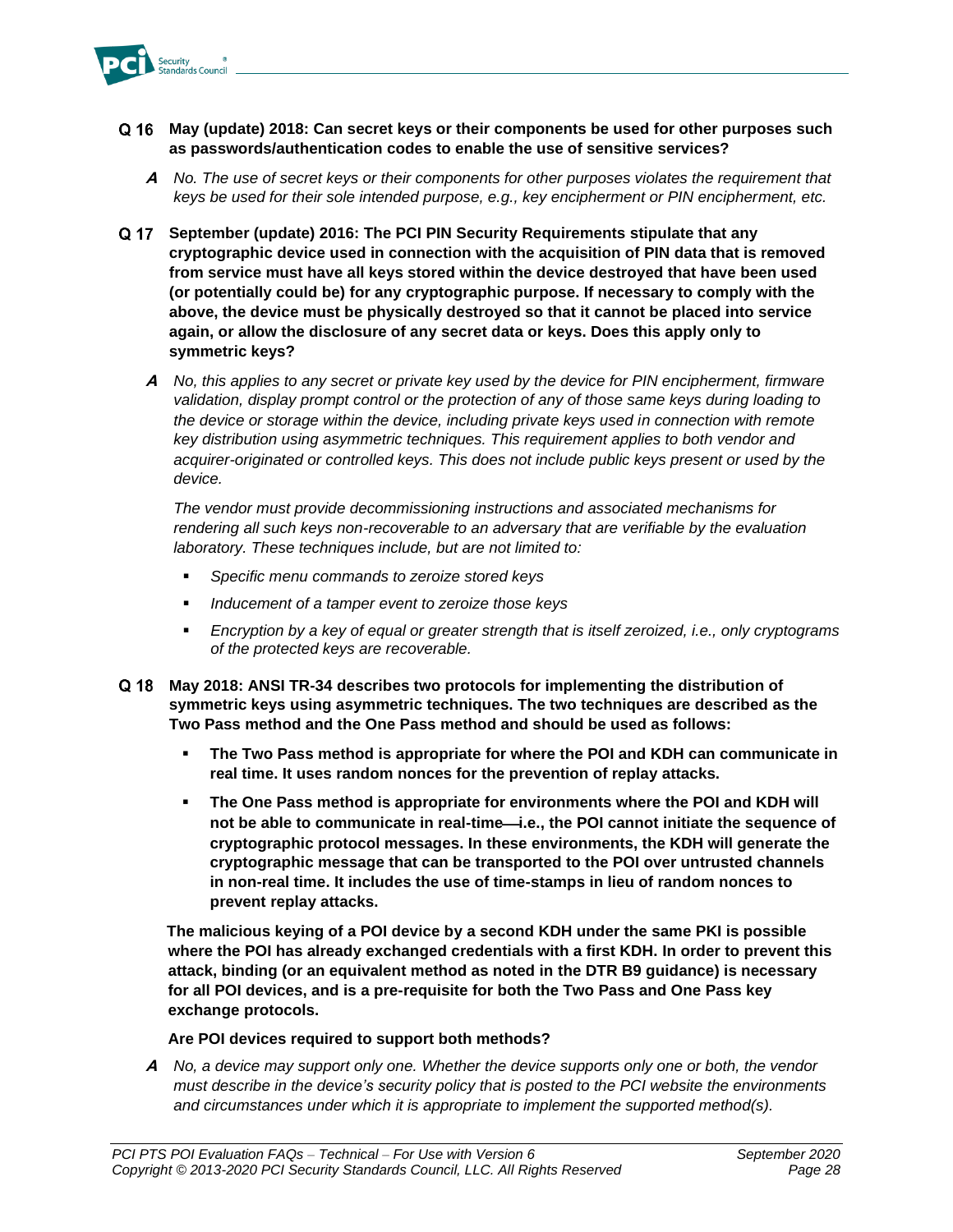**Q 16 May (update) 2018: Can secret keys or their components be used for other purposes such as passwords/authentication codes to enable the use of sensitive services?**

**A** *No. The use of secret keys or their components for other purposes violates the requirement that keys be used for their sole intended purpose, e.g., key encipherment or PIN encipherment, etc.*

**Q 17 September (update) 2016: The PCI PIN Security Requirements stipulate that any cryptographic device used in connection with the acquisition of PIN data that is removed from service must have all keys stored within the device destroyed that have been used (or potentially could be) for any cryptographic purpose. If necessary to comply with the above, the device must be physically destroyed so that it cannot be placed into service again, or allow the disclosure of any secret data or keys. Does this apply only to symmetric keys?**

**A** *No, this applies to any secret or private key used by the device for PIN encipherment, firmware validation, display prompt control or the protection of any of those same keys during loading to the device or storage within the device, including private keys used in connection with remote key distribution using asymmetric techniques. This requirement applies to both vendor and acquirer-originated or controlled keys. This does not include public keys present or used by the device.*

*The vendor must provide decommissioning instructions and associated mechanisms for rendering all such keys non-recoverable to an adversary that are verifiable by the evaluation laboratory. These techniques include, but are not limited to:*

- *Specific menu commands to zeroize stored keys*
- *Inducement of a tamper event to zeroize those keys*
- *Encryption by a key of equal or greater strength that is itself zeroized, i.e., only cryptograms of the protected keys are recoverable.*

**Q 18 May 2018: ANSI TR-34 describes two protocols for implementing the distribution of symmetric keys using asymmetric techniques. The two techniques are described as the Two Pass method and the One Pass method and should be used as follows:**

- **The Two Pass method is appropriate for where the POI and KDH can communicate in real time. It uses random nonces for the prevention of replay attacks.**
- **The One Pass method is appropriate for environments where the POI and KDH will not be able to communicate in real-time—i.e., the POI cannot initiate the sequence of cryptographic protocol messages. In these environments, the KDH will generate the cryptographic message that can be transported to the POI over untrusted channels in non-real time. It includes the use of time-stamps in lieu of random nonces to prevent replay attacks.**

**The malicious keying of a POI device by a second KDH under the same PKI is possible where the POI has already exchanged credentials with a first KDH. In order to prevent this attack, binding (or an equivalent method as noted in the DTR B9 guidance) is necessary for all POI devices, and is a pre-requisite for both the Two Pass and One Pass key exchange protocols.**

**Are POI devices required to support both methods?**

**A** *No, a device may support only one. Whether the device supports only one or both, the vendor must describe in the device's security policy that is posted to the PCI website the environments and circumstances under which it is appropriate to implement the supported method(s).*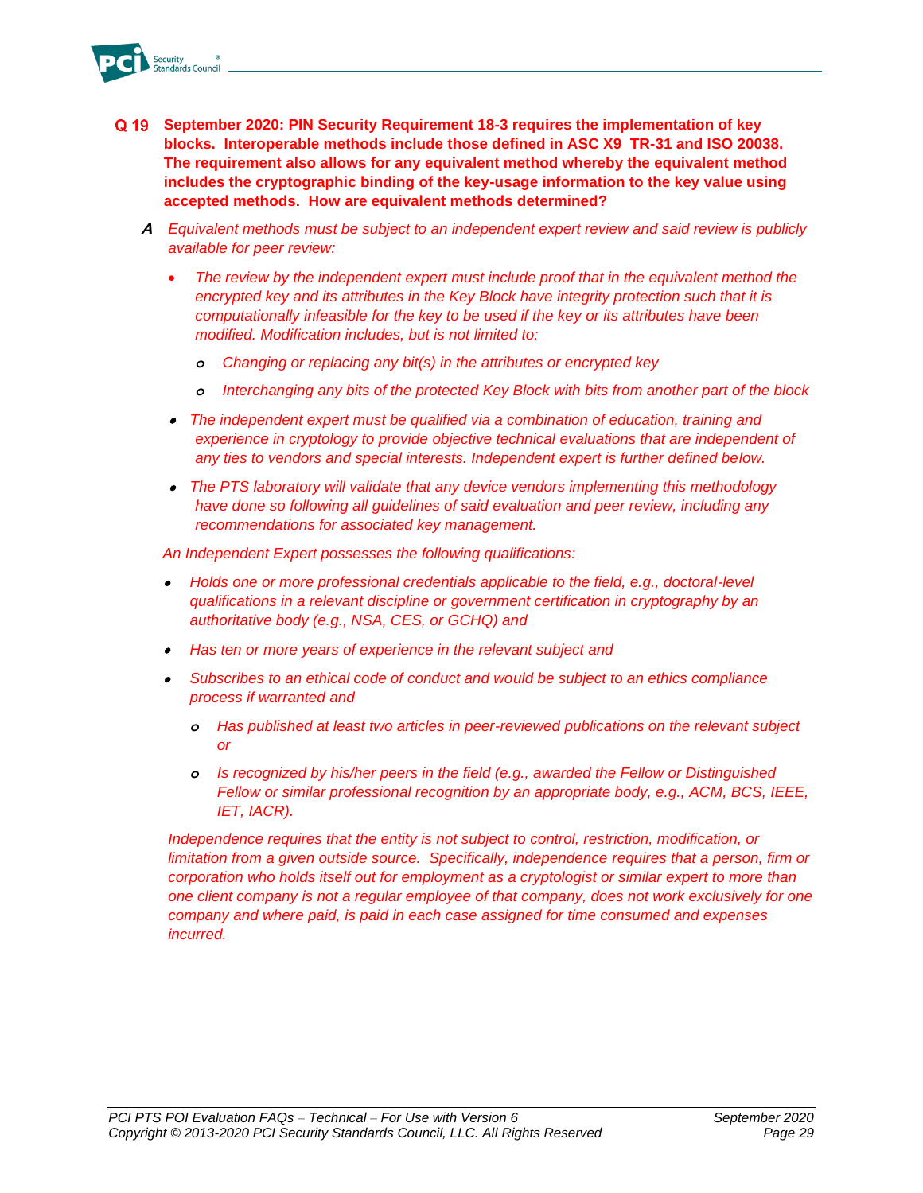**Q 19 September 2020: PIN Security Requirement 18-3 requires the implementation of key blocks. Interoperable methods include those defined in ASC X9 TR-31 and ISO 20038. The requirement also allows for any equivalent method whereby the equivalent method includes the cryptographic binding of the key-usage information to the key value using accepted methods. How are equivalent methods determined?**

***A*** *Equivalent methods must be subject to an independent expert review and said review is publicly available for peer review:*

- *The review by the independent expert must include proof that in the equivalent method the encrypted key and its attributes in the Key Block have integrity protection such that it is computationally infeasible for the key to be used if the key or its attributes have been modified. Modification includes, but is not limited to:*
  - *Changing or replacing any bit(s) in the attributes or encrypted key*
  - *Interchanging any bits of the protected Key Block with bits from another part of the block*
- *The independent expert must be qualified via a combination of education, training and experience in cryptology to provide objective technical evaluations that are independent of any ties to vendors and special interests. Independent expert is further defined below.*
- *The PTS laboratory will validate that any device vendors implementing this methodology have done so following all guidelines of said evaluation and peer review, including any recommendations for associated key management.*

*An Independent Expert possesses the following qualifications:*

- *Holds one or more professional credentials applicable to the field, e.g., doctoral-level qualifications in a relevant discipline or government certification in cryptography by an authoritative body (e.g., NSA, CES, or GCHQ) and*
- *Has ten or more years of experience in the relevant subject and*
- *Subscribes to an ethical code of conduct and would be subject to an ethics compliance process if warranted and*
  - *Has published at least two articles in peer-reviewed publications on the relevant subject or*
  - *Is recognized by his/her peers in the field (e.g., awarded the Fellow or Distinguished Fellow or similar professional recognition by an appropriate body, e.g., ACM, BCS, IEEE, IET, IACR).*

*Independence requires that the entity is not subject to control, restriction, modification, or limitation from a given outside source. Specifically, independence requires that a person, firm or corporation who holds itself out for employment as a cryptologist or similar expert to more than one client company is not a regular employee of that company, does not work exclusively for one company and where paid, is paid in each case assigned for time consumed and expenses incurred.*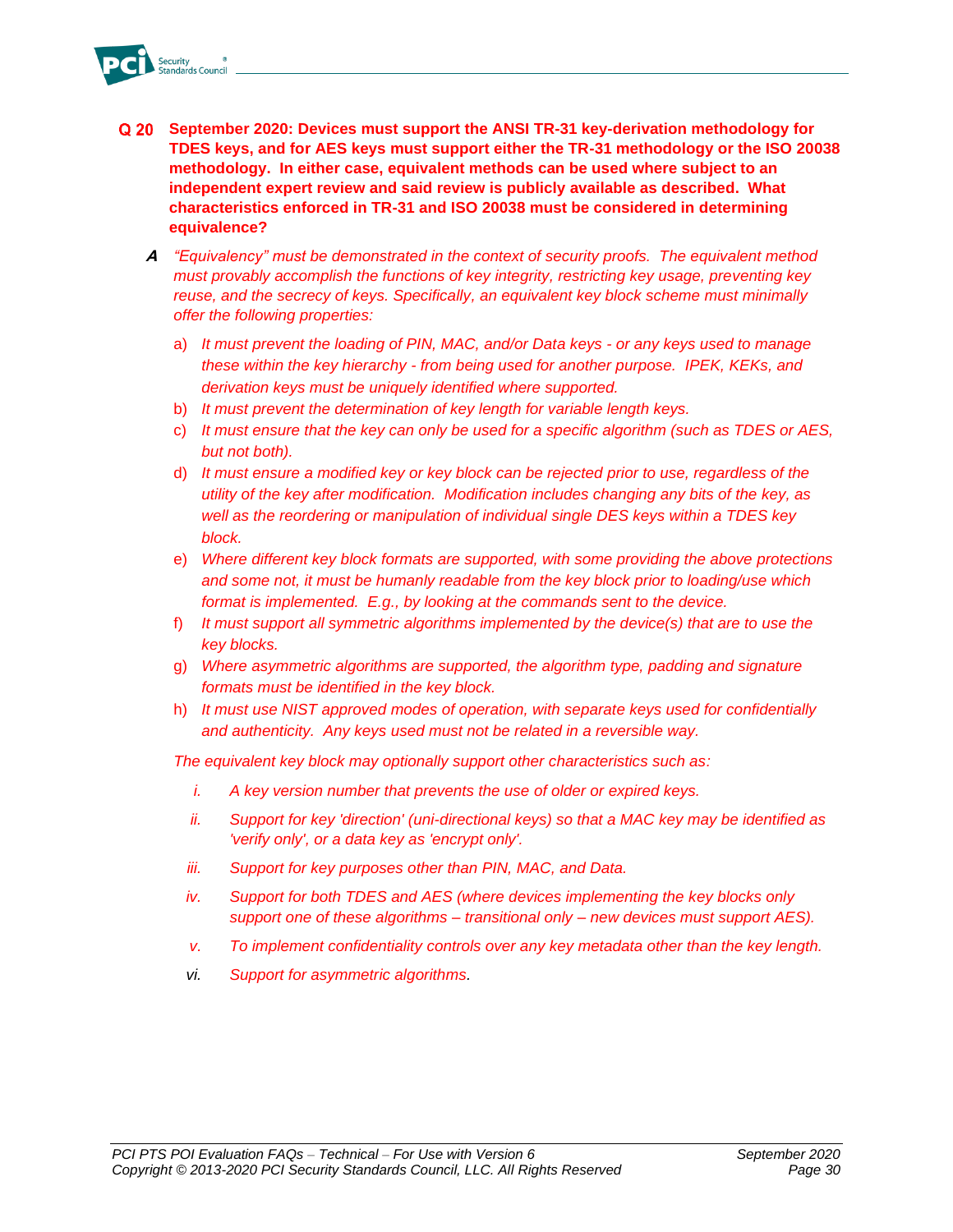**Q 20 September 2020: Devices must support the ANSI TR-31 key-derivation methodology for TDES keys, and for AES keys must support either the TR-31 methodology or the ISO 20038 methodology. In either case, equivalent methods can be used where subject to an independent expert review and said review is publicly available as described. What characteristics enforced in TR-31 and ISO 20038 must be considered in determining equivalence?**

***A*** *"Equivalency" must be demonstrated in the context of security proofs. The equivalent method must provably accomplish the functions of key integrity, restricting key usage, preventing key reuse, and the secrecy of keys. Specifically, an equivalent key block scheme must minimally offer the following properties:*

a) *It must prevent the loading of PIN, MAC, and/or Data keys - or any keys used to manage these within the key hierarchy - from being used for another purpose. IPEK, KEKs, and derivation keys must be uniquely identified where supported.*
b) *It must prevent the determination of key length for variable length keys.*
c) *It must ensure that the key can only be used for a specific algorithm (such as TDES or AES, but not both).*
d) *It must ensure a modified key or key block can be rejected prior to use, regardless of the utility of the key after modification. Modification includes changing any bits of the key, as well as the reordering or manipulation of individual single DES keys within a TDES key block.*
e) *Where different key block formats are supported, with some providing the above protections and some not, it must be humanly readable from the key block prior to loading/use which format is implemented. E.g., by looking at the commands sent to the device.*
f) *It must support all symmetric algorithms implemented by the device(s) that are to use the key blocks.*
g) *Where asymmetric algorithms are supported, the algorithm type, padding and signature formats must be identified in the key block.*
h) *It must use NIST approved modes of operation, with separate keys used for confidentially and authenticity. Any keys used must not be related in a reversible way.*

*The equivalent key block may optionally support other characteristics such as:*

i. *A key version number that prevents the use of older or expired keys.*
ii. *Support for key 'direction' (uni-directional keys) so that a MAC key may be identified as 'verify only', or a data key as 'encrypt only'.*
iii. *Support for key purposes other than PIN, MAC, and Data.*
iv. *Support for both TDES and AES (where devices implementing the key blocks only support one of these algorithms – transitional only – new devices must support AES).*
v. *To implement confidentiality controls over any key metadata other than the key length.*
vi. *Support for asymmetric algorithms.*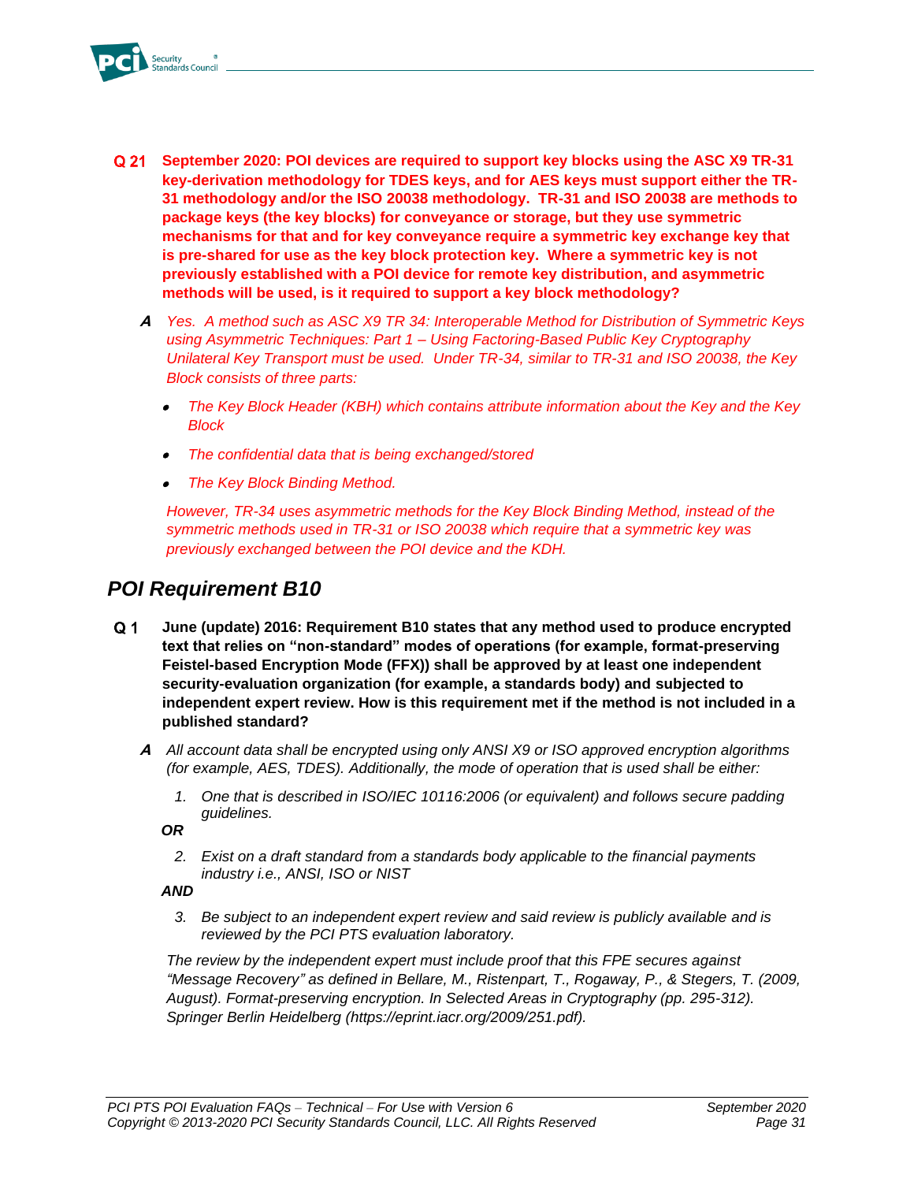**Q 21 September 2020: POI devices are required to support key blocks using the ASC X9 TR-31 key-derivation methodology for TDES keys, and for AES keys must support either the TR-31 methodology and/or the ISO 20038 methodology. TR-31 and ISO 20038 are methods to package keys (the key blocks) for conveyance or storage, but they use symmetric mechanisms for that and for key conveyance require a symmetric key exchange key that is pre-shared for use as the key block protection key. Where a symmetric key is not previously established with a POI device for remote key distribution, and asymmetric methods will be used, is it required to support a key block methodology?**

**A** *Yes. A method such as ASC X9 TR 34: Interoperable Method for Distribution of Symmetric Keys using Asymmetric Techniques: Part 1 – Using Factoring-Based Public Key Cryptography Unilateral Key Transport must be used. Under TR-34, similar to TR-31 and ISO 20038, the Key Block consists of three parts:*

- *The Key Block Header (KBH) which contains attribute information about the Key and the Key Block*
- *The confidential data that is being exchanged/stored*
- *The Key Block Binding Method.*

*However, TR-34 uses asymmetric methods for the Key Block Binding Method, instead of the symmetric methods used in TR-31 or ISO 20038 which require that a symmetric key was previously exchanged between the POI device and the KDH.*

## POI Requirement B10

**Q 1 June (update) 2016: Requirement B10 states that any method used to produce encrypted text that relies on "non-standard" modes of operations (for example, format-preserving Feistel-based Encryption Mode (FFX)) shall be approved by at least one independent security-evaluation organization (for example, a standards body) and subjected to independent expert review. How is this requirement met if the method is not included in a published standard?**

**A** *All account data shall be encrypted using only ANSI X9 or ISO approved encryption algorithms (for example, AES, TDES). Additionally, the mode of operation that is used shall be either:*

1. *One that is described in ISO/IEC 10116:2006 (or equivalent) and follows secure padding guidelines.*

***OR***

2. *Exist on a draft standard from a standards body applicable to the financial payments industry i.e., ANSI, ISO or NIST*

***AND***

3. *Be subject to an independent expert review and said review is publicly available and is reviewed by the PCI PTS evaluation laboratory.*

*The review by the independent expert must include proof that this FPE secures against "Message Recovery" as defined in Bellare, M., Ristenpart, T., Rogaway, P., & Stegers, T. (2009, August). Format-preserving encryption. In Selected Areas in Cryptography (pp. 295-312). Springer Berlin Heidelberg (https://eprint.iacr.org/2009/251.pdf).*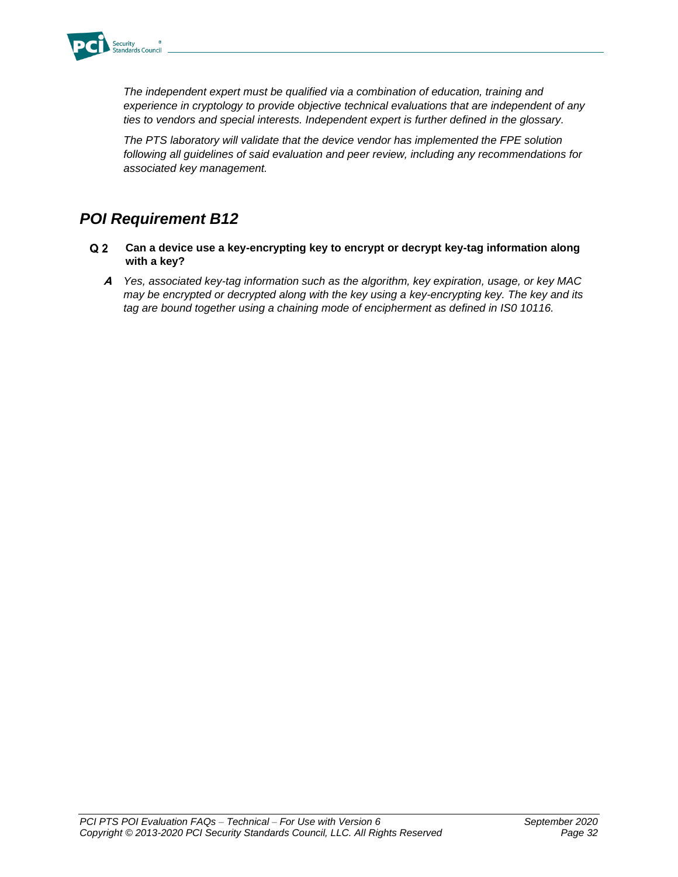*The independent expert must be qualified via a combination of education, training and experience in cryptology to provide objective technical evaluations that are independent of any ties to vendors and special interests. Independent expert is further defined in the glossary.*

*The PTS laboratory will validate that the device vendor has implemented the FPE solution following all guidelines of said evaluation and peer review, including any recommendations for associated key management.*

## *POI Requirement B12*

**Q 2 Can a device use a key-encrypting key to encrypt or decrypt key-tag information along with a key?**

***A*** *Yes, associated key-tag information such as the algorithm, key expiration, usage, or key MAC may be encrypted or decrypted along with the key using a key-encrypting key. The key and its tag are bound together using a chaining mode of encipherment as defined in IS0 10116.*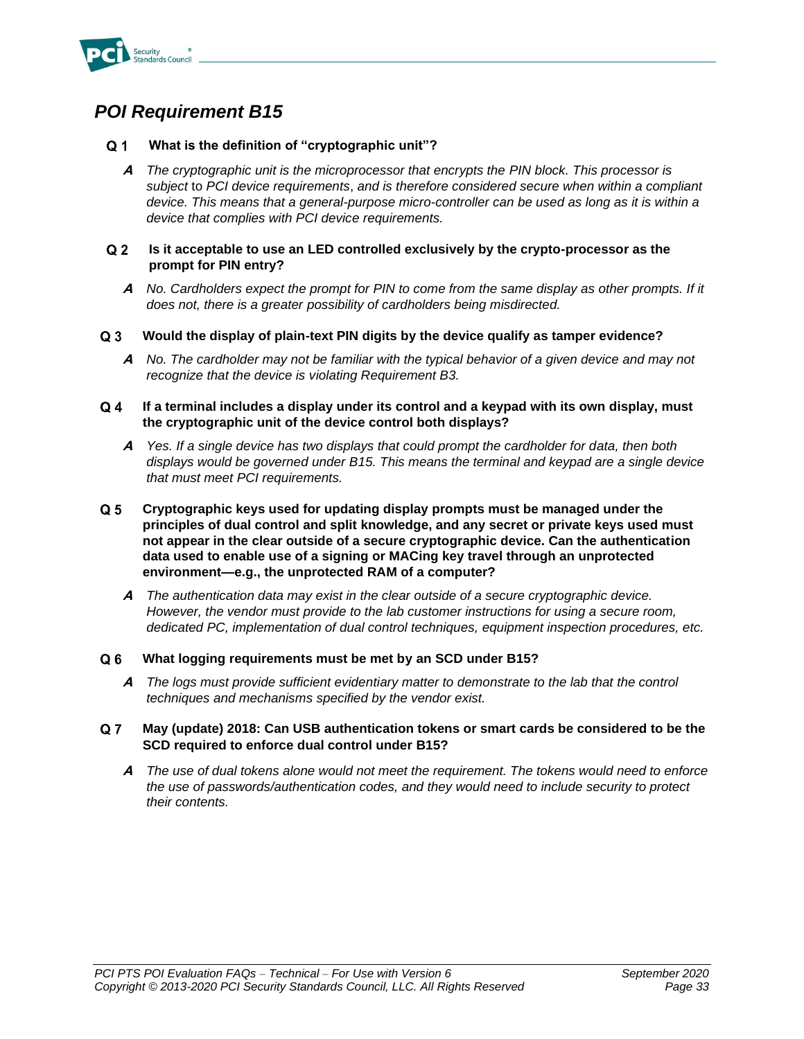## *POI Requirement B15*

**Q 1 What is the definition of "cryptographic unit"?**

> ***A*** *The cryptographic unit is the microprocessor that encrypts the PIN block. This processor is subject to PCI device requirements, and is therefore considered secure when within a compliant device. This means that a general-purpose micro-controller can be used as long as it is within a device that complies with PCI device requirements.*

**Q 2 Is it acceptable to use an LED controlled exclusively by the crypto-processor as the prompt for PIN entry?**

> ***A*** *No. Cardholders expect the prompt for PIN to come from the same display as other prompts. If it does not, there is a greater possibility of cardholders being misdirected.*

**Q 3 Would the display of plain-text PIN digits by the device qualify as tamper evidence?**

> ***A*** *No. The cardholder may not be familiar with the typical behavior of a given device and may not recognize that the device is violating Requirement B3.*

**Q 4 If a terminal includes a display under its control and a keypad with its own display, must the cryptographic unit of the device control both displays?**

> ***A*** *Yes. If a single device has two displays that could prompt the cardholder for data, then both displays would be governed under B15. This means the terminal and keypad are a single device that must meet PCI requirements.*

**Q 5 Cryptographic keys used for updating display prompts must be managed under the principles of dual control and split knowledge, and any secret or private keys used must not appear in the clear outside of a secure cryptographic device. Can the authentication data used to enable use of a signing or MACing key travel through an unprotected environment—e.g., the unprotected RAM of a computer?**

> ***A*** *The authentication data may exist in the clear outside of a secure cryptographic device. However, the vendor must provide to the lab customer instructions for using a secure room, dedicated PC, implementation of dual control techniques, equipment inspection procedures, etc.*

**Q 6 What logging requirements must be met by an SCD under B15?**

> ***A*** *The logs must provide sufficient evidentiary matter to demonstrate to the lab that the control techniques and mechanisms specified by the vendor exist.*

**Q 7 May (update) 2018: Can USB authentication tokens or smart cards be considered to be the SCD required to enforce dual control under B15?**

> ***A*** *The use of dual tokens alone would not meet the requirement. The tokens would need to enforce the use of passwords/authentication codes, and they would need to include security to protect their contents.*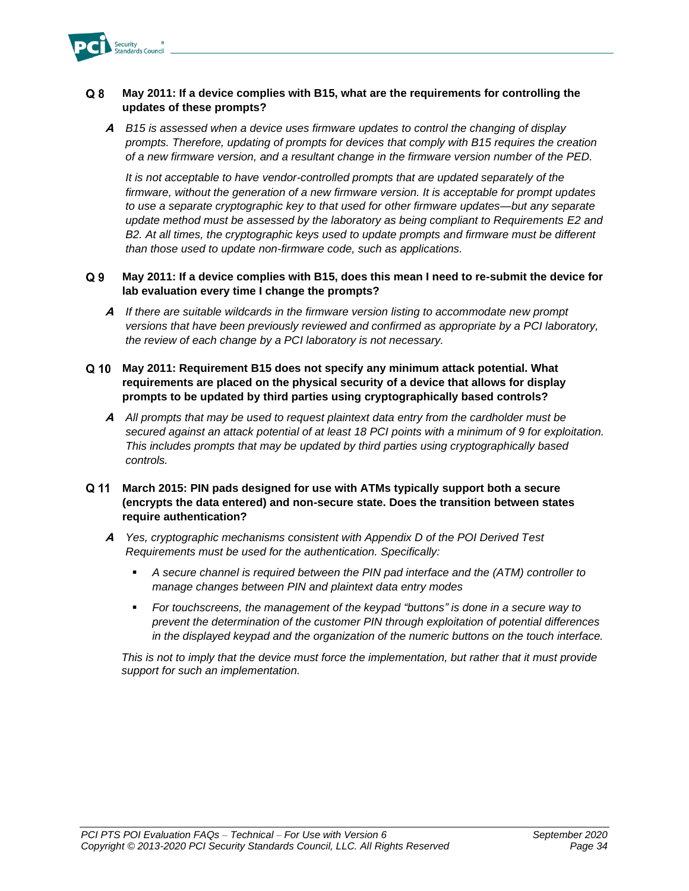**Q 8 May 2011: If a device complies with B15, what are the requirements for controlling the updates of these prompts?**

**A** *B15 is assessed when a device uses firmware updates to control the changing of display prompts. Therefore, updating of prompts for devices that comply with B15 requires the creation of a new firmware version, and a resultant change in the firmware version number of the PED.*

*It is not acceptable to have vendor-controlled prompts that are updated separately of the firmware, without the generation of a new firmware version. It is acceptable for prompt updates to use a separate cryptographic key to that used for other firmware updates—but any separate update method must be assessed by the laboratory as being compliant to Requirements E2 and B2. At all times, the cryptographic keys used to update prompts and firmware must be different than those used to update non-firmware code, such as applications.*

**Q 9 May 2011: If a device complies with B15, does this mean I need to re-submit the device for lab evaluation every time I change the prompts?**

**A** *If there are suitable wildcards in the firmware version listing to accommodate new prompt versions that have been previously reviewed and confirmed as appropriate by a PCI laboratory, the review of each change by a PCI laboratory is not necessary.*

**Q 10 May 2011: Requirement B15 does not specify any minimum attack potential. What requirements are placed on the physical security of a device that allows for display prompts to be updated by third parties using cryptographically based controls?**

**A** *All prompts that may be used to request plaintext data entry from the cardholder must be secured against an attack potential of at least 18 PCI points with a minimum of 9 for exploitation. This includes prompts that may be updated by third parties using cryptographically based controls.*

**Q 11 March 2015: PIN pads designed for use with ATMs typically support both a secure (encrypts the data entered) and non-secure state. Does the transition between states require authentication?**

**A** *Yes, cryptographic mechanisms consistent with Appendix D of the POI Derived Test Requirements must be used for the authentication. Specifically:*

- *A secure channel is required between the PIN pad interface and the (ATM) controller to manage changes between PIN and plaintext data entry modes*
- *For touchscreens, the management of the keypad "buttons" is done in a secure way to prevent the determination of the customer PIN through exploitation of potential differences in the displayed keypad and the organization of the numeric buttons on the touch interface.*

*This is not to imply that the device must force the implementation, but rather that it must provide support for such an implementation.*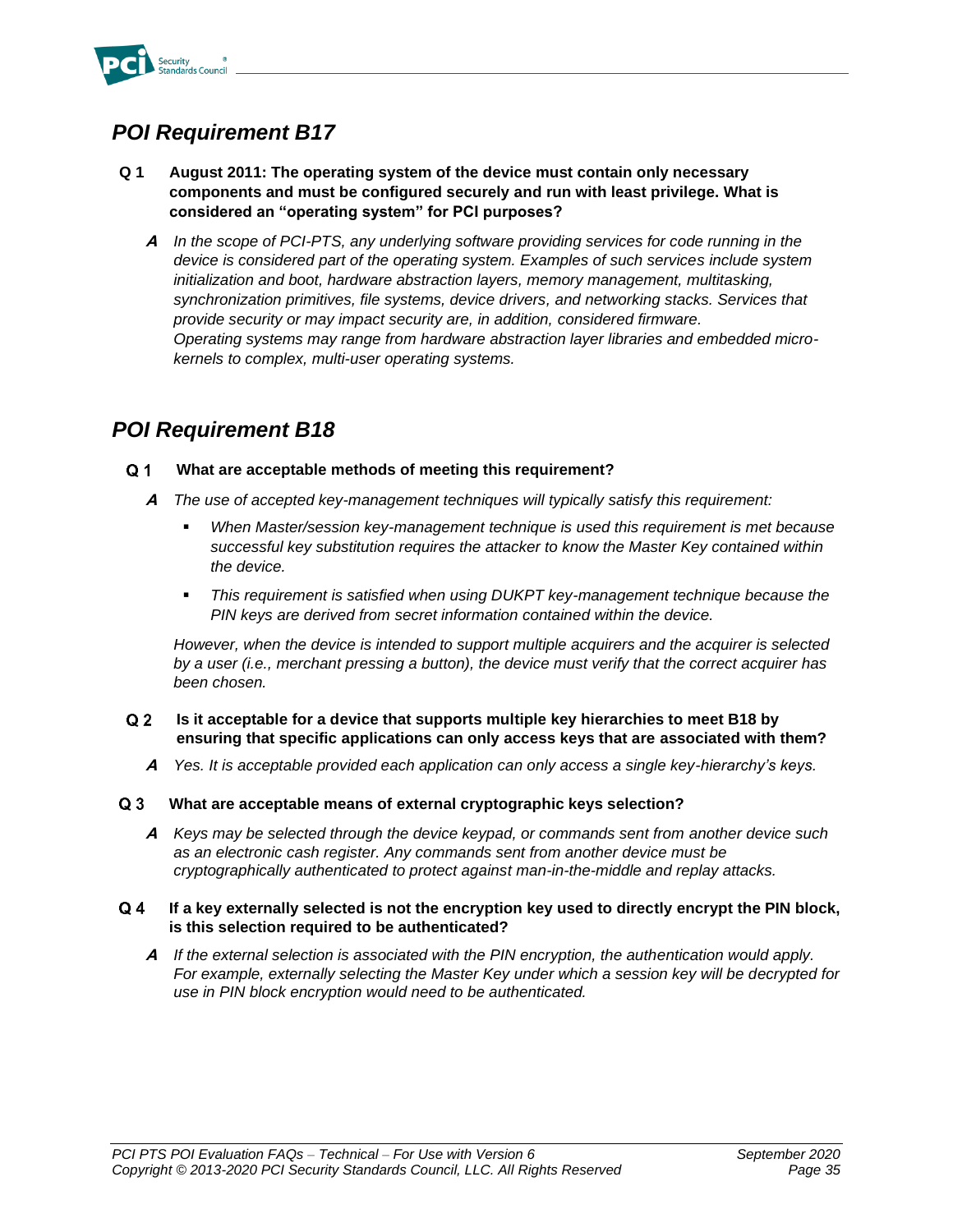## *POI Requirement B17*

**Q 1 August 2011: The operating system of the device must contain only necessary components and must be configured securely and run with least privilege. What is considered an "operating system" for PCI purposes?**

***A*** *In the scope of PCI-PTS, any underlying software providing services for code running in the device is considered part of the operating system. Examples of such services include system initialization and boot, hardware abstraction layers, memory management, multitasking, synchronization primitives, file systems, device drivers, and networking stacks. Services that provide security or may impact security are, in addition, considered firmware.*
*Operating systems may range from hardware abstraction layer libraries and embedded micro-kernels to complex, multi-user operating systems.*

## *POI Requirement B18*

**Q 1 What are acceptable methods of meeting this requirement?**

***A*** *The use of accepted key-management techniques will typically satisfy this requirement:*

- *When Master/session key-management technique is used this requirement is met because successful key substitution requires the attacker to know the Master Key contained within the device.*
- *This requirement is satisfied when using DUKPT key-management technique because the PIN keys are derived from secret information contained within the device.*

*However, when the device is intended to support multiple acquirers and the acquirer is selected by a user (i.e., merchant pressing a button), the device must verify that the correct acquirer has been chosen.*

**Q 2 Is it acceptable for a device that supports multiple key hierarchies to meet B18 by ensuring that specific applications can only access keys that are associated with them?**

***A*** *Yes. It is acceptable provided each application can only access a single key-hierarchy's keys.*

**Q 3 What are acceptable means of external cryptographic keys selection?**

***A*** *Keys may be selected through the device keypad, or commands sent from another device such as an electronic cash register. Any commands sent from another device must be cryptographically authenticated to protect against man-in-the-middle and replay attacks.*

**Q 4 If a key externally selected is not the encryption key used to directly encrypt the PIN block, is this selection required to be authenticated?**

***A*** *If the external selection is associated with the PIN encryption, the authentication would apply. For example, externally selecting the Master Key under which a session key will be decrypted for use in PIN block encryption would need to be authenticated.*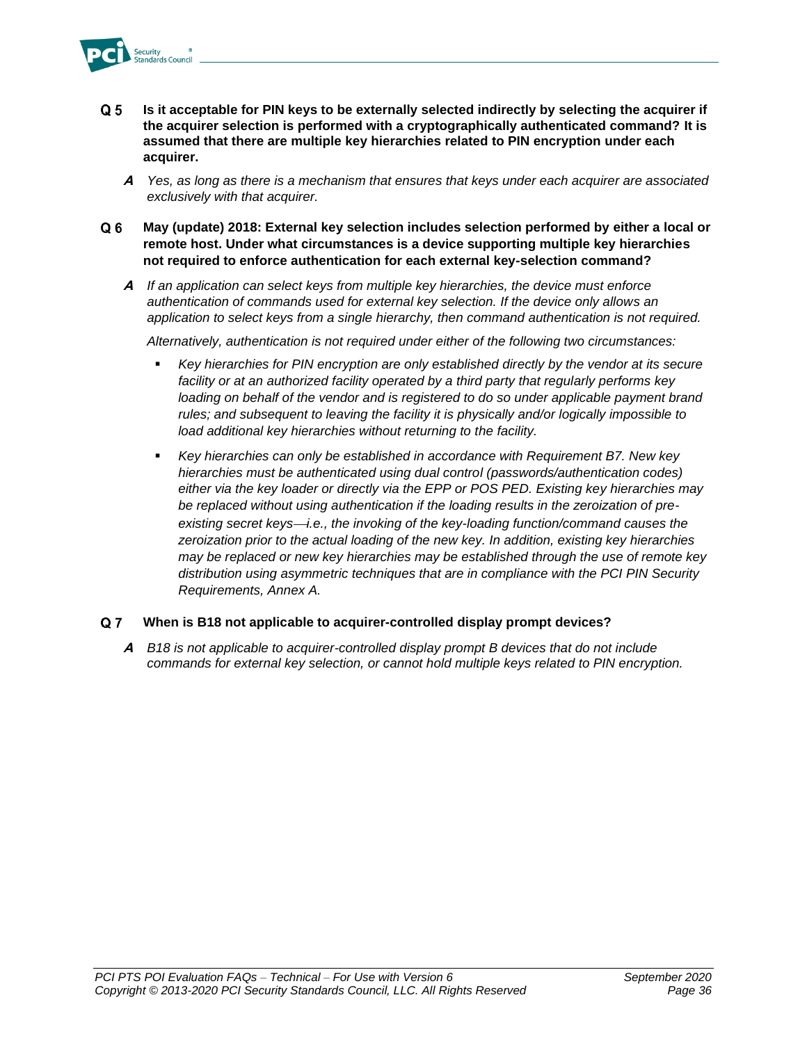**Q 5 Is it acceptable for PIN keys to be externally selected indirectly by selecting the acquirer if the acquirer selection is performed with a cryptographically authenticated command? It is assumed that there are multiple key hierarchies related to PIN encryption under each acquirer.**

***A*** *Yes, as long as there is a mechanism that ensures that keys under each acquirer are associated exclusively with that acquirer.*

**Q 6 May (update) 2018: External key selection includes selection performed by either a local or remote host. Under what circumstances is a device supporting multiple key hierarchies not required to enforce authentication for each external key-selection command?**

***A*** *If an application can select keys from multiple key hierarchies, the device must enforce authentication of commands used for external key selection. If the device only allows an application to select keys from a single hierarchy, then command authentication is not required.*

*Alternatively, authentication is not required under either of the following two circumstances:*

- *Key hierarchies for PIN encryption are only established directly by the vendor at its secure facility or at an authorized facility operated by a third party that regularly performs key loading on behalf of the vendor and is registered to do so under applicable payment brand rules; and subsequent to leaving the facility it is physically and/or logically impossible to load additional key hierarchies without returning to the facility.*
- *Key hierarchies can only be established in accordance with Requirement B7. New key hierarchies must be authenticated using dual control (passwords/authentication codes) either via the key loader or directly via the EPP or POS PED. Existing key hierarchies may be replaced without using authentication if the loading results in the zeroization of pre-existing secret keys—i.e., the invoking of the key-loading function/command causes the zeroization prior to the actual loading of the new key. In addition, existing key hierarchies may be replaced or new key hierarchies may be established through the use of remote key distribution using asymmetric techniques that are in compliance with the PCI PIN Security Requirements, Annex A.*

**Q 7 When is B18 not applicable to acquirer-controlled display prompt devices?**

***A*** *B18 is not applicable to acquirer-controlled display prompt B devices that do not include commands for external key selection, or cannot hold multiple keys related to PIN encryption.*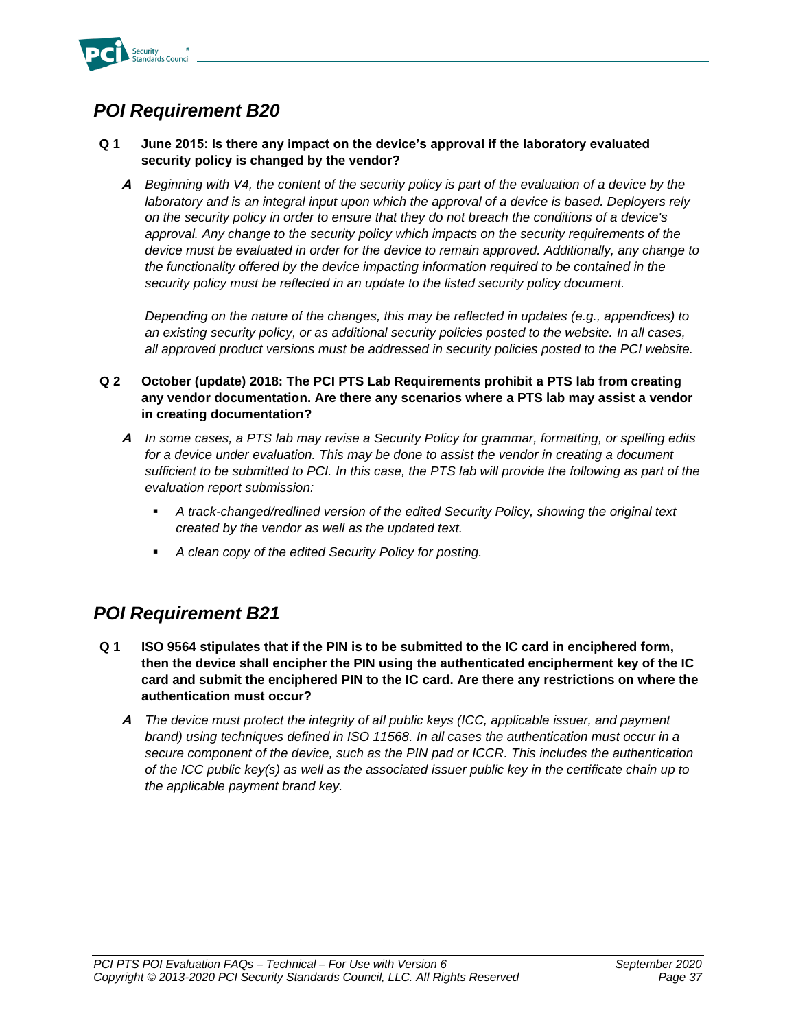## *POI Requirement B20*

**Q 1 June 2015: Is there any impact on the device's approval if the laboratory evaluated security policy is changed by the vendor?**

***A*** *Beginning with V4, the content of the security policy is part of the evaluation of a device by the laboratory and is an integral input upon which the approval of a device is based. Deployers rely on the security policy in order to ensure that they do not breach the conditions of a device's approval. Any change to the security policy which impacts on the security requirements of the device must be evaluated in order for the device to remain approved. Additionally, any change to the functionality offered by the device impacting information required to be contained in the security policy must be reflected in an update to the listed security policy document.*

*Depending on the nature of the changes, this may be reflected in updates (e.g., appendices) to an existing security policy, or as additional security policies posted to the website. In all cases, all approved product versions must be addressed in security policies posted to the PCI website.*

**Q 2 October (update) 2018: The PCI PTS Lab Requirements prohibit a PTS lab from creating any vendor documentation. Are there any scenarios where a PTS lab may assist a vendor in creating documentation?**

***A*** *In some cases, a PTS lab may revise a Security Policy for grammar, formatting, or spelling edits for a device under evaluation. This may be done to assist the vendor in creating a document sufficient to be submitted to PCI. In this case, the PTS lab will provide the following as part of the evaluation report submission:*

- *A track-changed/redlined version of the edited Security Policy, showing the original text created by the vendor as well as the updated text.*
- *A clean copy of the edited Security Policy for posting.*

## *POI Requirement B21*

**Q 1 ISO 9564 stipulates that if the PIN is to be submitted to the IC card in enciphered form, then the device shall encipher the PIN using the authenticated encipherment key of the IC card and submit the enciphered PIN to the IC card. Are there any restrictions on where the authentication must occur?**

***A*** *The device must protect the integrity of all public keys (ICC, applicable issuer, and payment brand) using techniques defined in ISO 11568. In all cases the authentication must occur in a secure component of the device, such as the PIN pad or ICCR. This includes the authentication of the ICC public key(s) as well as the associated issuer public key in the certificate chain up to the applicable payment brand key.*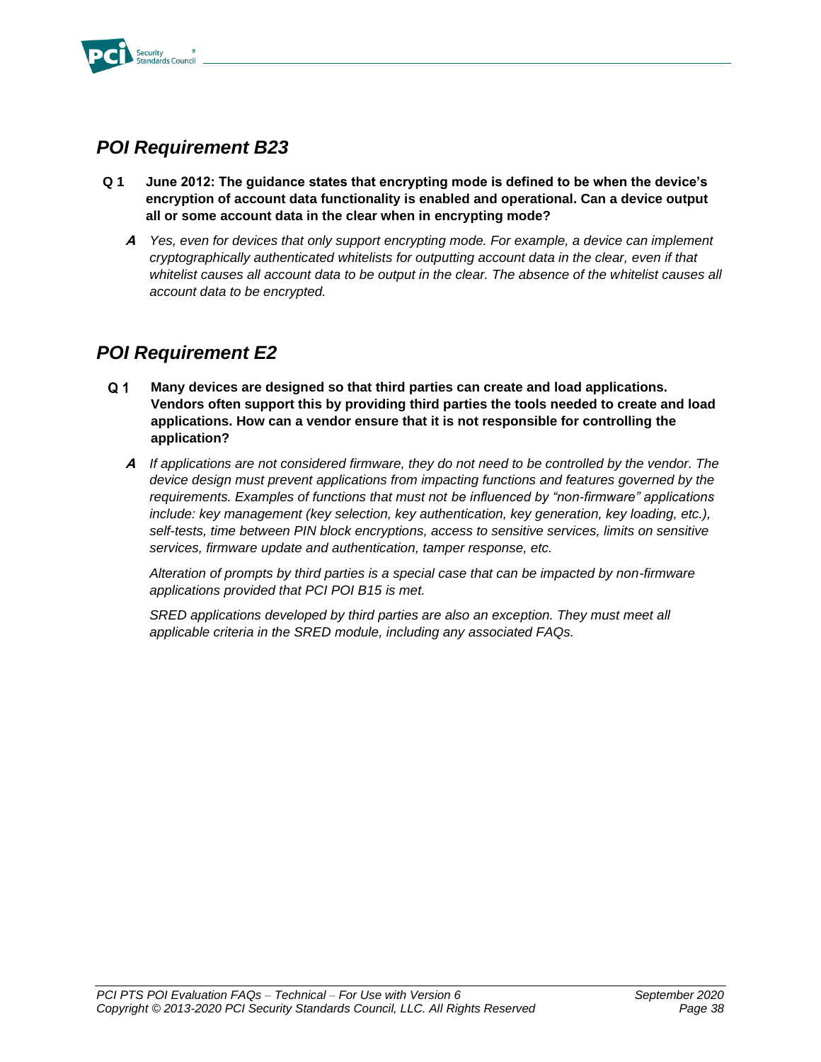## *POI Requirement B23*

**Q 1 June 2012: The guidance states that encrypting mode is defined to be when the device's encryption of account data functionality is enabled and operational. Can a device output all or some account data in the clear when in encrypting mode?**

***A*** *Yes, even for devices that only support encrypting mode. For example, a device can implement cryptographically authenticated whitelists for outputting account data in the clear, even if that whitelist causes all account data to be output in the clear. The absence of the whitelist causes all account data to be encrypted.*

## *POI Requirement E2*

**Q 1 Many devices are designed so that third parties can create and load applications. Vendors often support this by providing third parties the tools needed to create and load applications. How can a vendor ensure that it is not responsible for controlling the application?**

***A*** *If applications are not considered firmware, they do not need to be controlled by the vendor. The device design must prevent applications from impacting functions and features governed by the requirements. Examples of functions that must not be influenced by "non-firmware" applications include: key management (key selection, key authentication, key generation, key loading, etc.), self-tests, time between PIN block encryptions, access to sensitive services, limits on sensitive services, firmware update and authentication, tamper response, etc.*

*Alteration of prompts by third parties is a special case that can be impacted by non-firmware applications provided that PCI POI B15 is met.*

*SRED applications developed by third parties are also an exception. They must meet all applicable criteria in the SRED module, including any associated FAQs.*